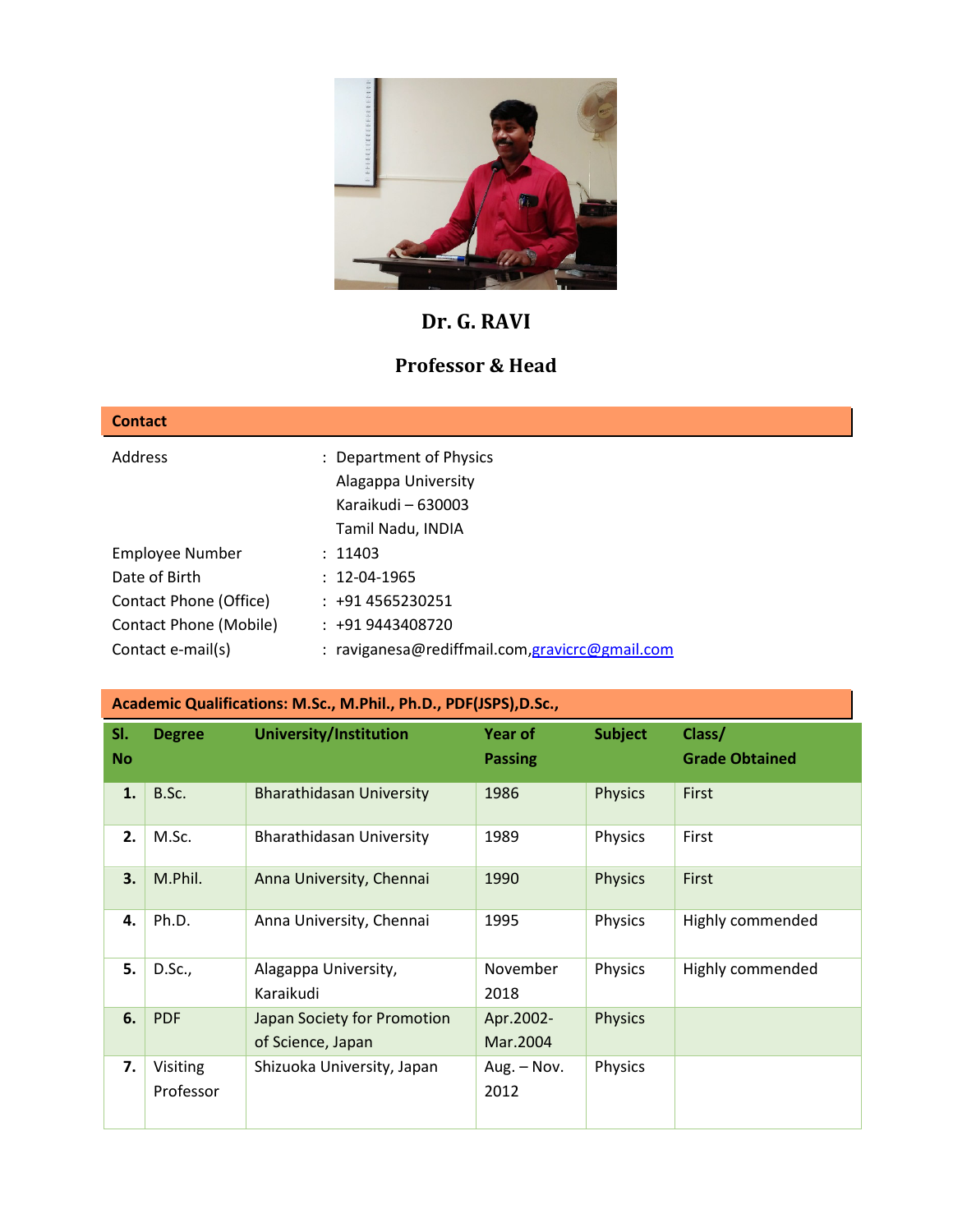# Dr. G. RAVI

## Professor & Head

**Contact**

| | | |
|---|---|---|
| Address | : | Department of Physics<br>Alagappa University<br>Karaikudi – 630003<br>Tamil Nadu, INDIA |
| Employee Number | : | 11403 |
| Date of Birth | : | 12-04-1965 |
| Contact Phone (Office) | : | +91 4565230251 |
| Contact Phone (Mobile) | : | +91 9443408720 |
| Contact e-mail(s) | : | raviganesa@rediffmail.com,gravicrc@gmail.com |

**Academic Qualifications: M.Sc., M.Phil., Ph.D., PDF(JSPS),D.Sc.,**

| Sl. No | Degree | University/Institution | Year of Passing | Subject | Class/ Grade Obtained |
|---|---|---|---|---|---|
| 1. | B.Sc. | Bharathidasan University | 1986 | Physics | First |
| 2. | M.Sc. | Bharathidasan University | 1989 | Physics | First |
| 3. | M.Phil. | Anna University, Chennai | 1990 | Physics | First |
| 4. | Ph.D. | Anna University, Chennai | 1995 | Physics | Highly commended |
| 5. | D.Sc., | Alagappa University, Karaikudi | November 2018 | Physics | Highly commended |
| 6. | PDF | Japan Society for Promotion of Science, Japan | Apr.2002-Mar.2004 | Physics | |
| 7. | Visiting Professor | Shizuoka University, Japan | Aug. – Nov. 2012 | Physics | |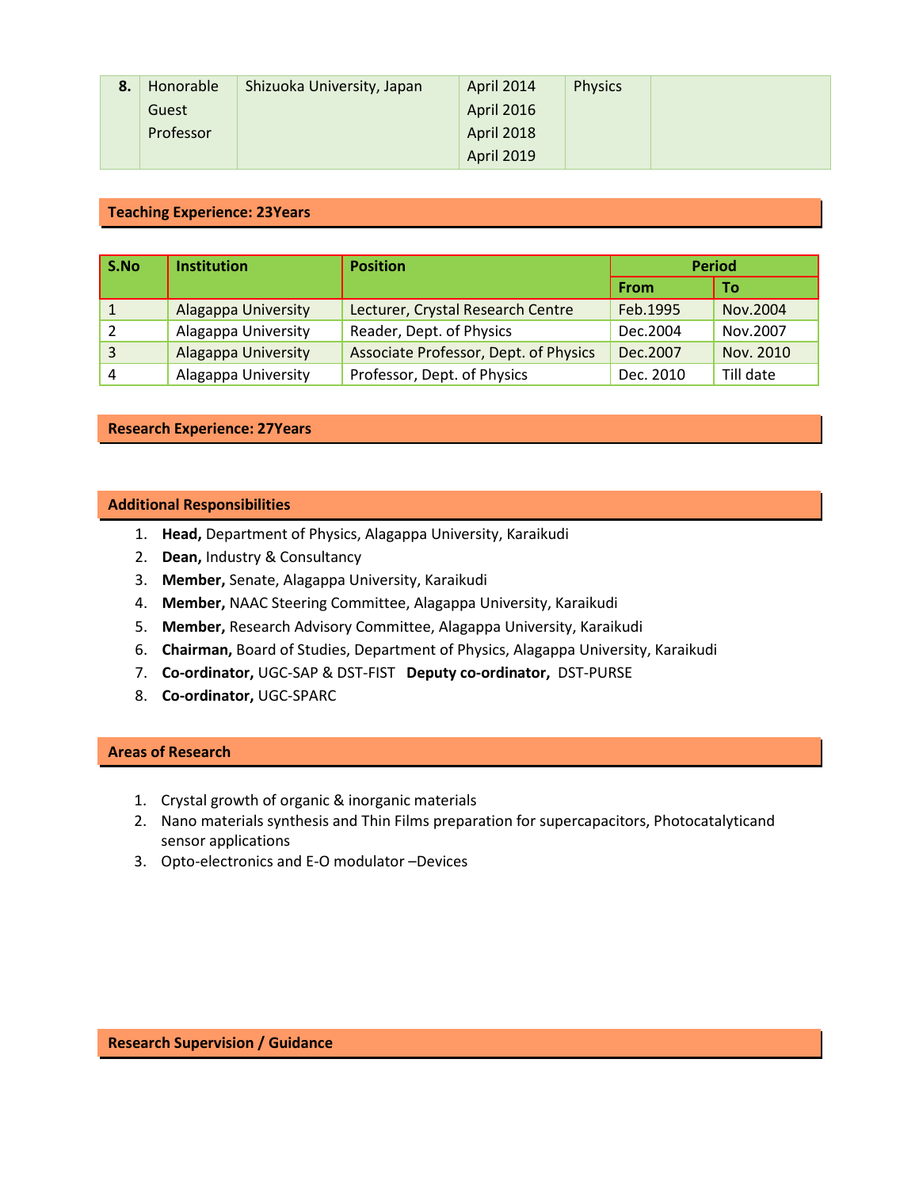| 8. | Honorable Guest Professor | Shizuoka University, Japan | April 2014<br>April 2016<br>April 2018<br>April 2019 | Physics | |
|---|---|---|---|---|---|

## Teaching Experience: 23Years

| S.No | Institution | Position | Period | |
|---|---|---|---|---|
| | | | From | To |
| 1 | Alagappa University | Lecturer, Crystal Research Centre | Feb.1995 | Nov.2004 |
| 2 | Alagappa University | Reader, Dept. of Physics | Dec.2004 | Nov.2007 |
| 3 | Alagappa University | Associate Professor, Dept. of Physics | Dec.2007 | Nov. 2010 |
| 4 | Alagappa University | Professor, Dept. of Physics | Dec. 2010 | Till date |

## Research Experience: 27Years

## Additional Responsibilities

1. **Head,** Department of Physics, Alagappa University, Karaikudi
2. **Dean,** Industry & Consultancy
3. **Member,** Senate, Alagappa University, Karaikudi
4. **Member,** NAAC Steering Committee, Alagappa University, Karaikudi
5. **Member,** Research Advisory Committee, Alagappa University, Karaikudi
6. **Chairman,** Board of Studies, Department of Physics, Alagappa University, Karaikudi
7. **Co-ordinator,** UGC-SAP & DST-FIST **Deputy co-ordinator,** DST-PURSE
8. **Co-ordinator,** UGC-SPARC

## Areas of Research

1. Crystal growth of organic & inorganic materials
2. Nano materials synthesis and Thin Films preparation for supercapacitors, Photocatalyticand sensor applications
3. Opto-electronics and E-O modulator –Devices

## Research Supervision / Guidance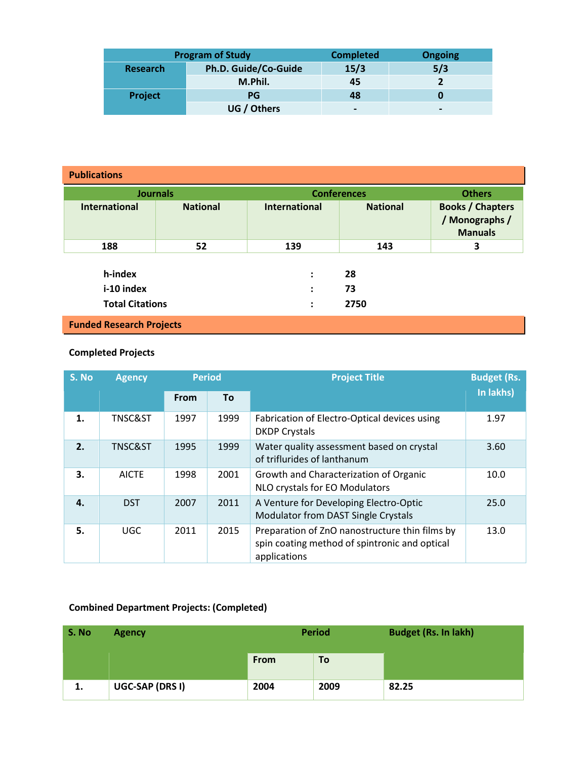| Program of Study | | Completed | Ongoing |
|---|---|---|---|
| Research | Ph.D. Guide/Co-Guide | 15/3 | 5/3 |
| | M.Phil. | 45 | 2 |
| Project | PG | 48 | 0 |
| | UG / Others | - | - |

## Publications

| Journals | | Conferences | | Others |
|---|---|---|---|---|
| International | National | International | National | Books / Chapters / Monographs / Manuals |
| 188 | 52 | 139 | 143 | 3 |

**h-index** : **28**

**i-10 index** : **73**

**Total Citations** : **2750**

## Funded Research Projects

### Completed Projects

| S. No | Agency | Period | | Project Title | Budget (Rs. In lakhs) |
|---|---|---|---|---|---|
| | | From | To | | |
| 1. | TNSC&ST | 1997 | 1999 | Fabrication of Electro-Optical devices using DKDP Crystals | 1.97 |
| 2. | TNSC&ST | 1995 | 1999 | Water quality assessment based on crystal of trifluorides of lanthanum | 3.60 |
| 3. | AICTE | 1998 | 2001 | Growth and Characterization of Organic NLO crystals for EO Modulators | 10.0 |
| 4. | DST | 2007 | 2011 | A Venture for Developing Electro-Optic Modulator from DAST Single Crystals | 25.0 |
| 5. | UGC | 2011 | 2015 | Preparation of ZnO nanostructure thin films by spin coating method of spintronic and optical applications | 13.0 |

### Combined Department Projects: (Completed)

| S. No | Agency | Period | | Budget (Rs. In lakh) |
|---|---|---|---|---|
| | | From | To | |
| 1. | UGC-SAP (DRS I) | 2004 | 2009 | 82.25 |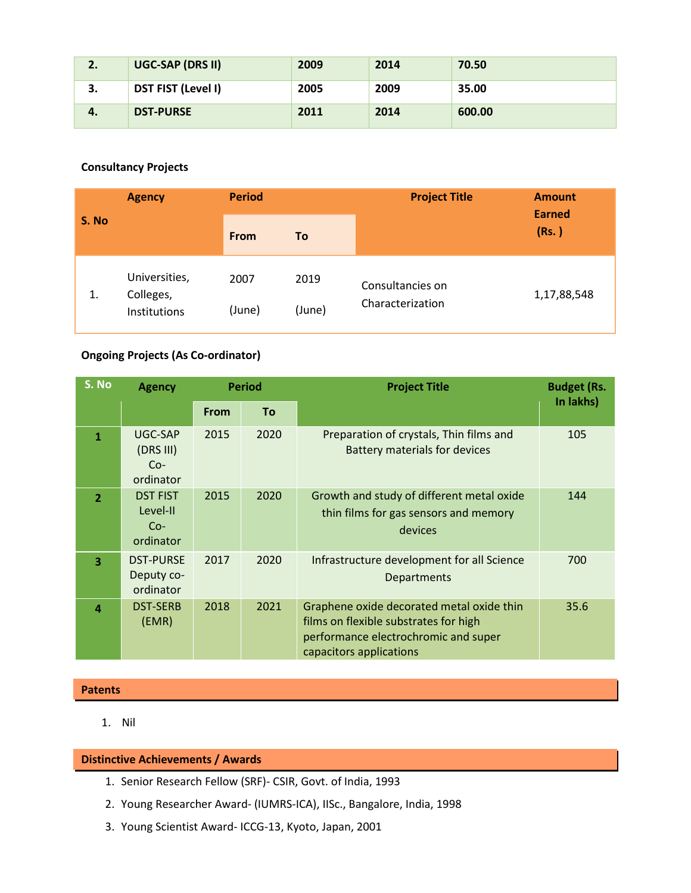| 2. | UGC-SAP (DRS II) | 2009 | 2014 | 70.50 |
|---|---|---|---|---|
| 3. | DST FIST (Level I) | 2005 | 2009 | 35.00 |
| 4. | DST-PURSE | 2011 | 2014 | 600.00 |

**Consultancy Projects**

| S. No | Agency | Period | | Project Title | Amount Earned (Rs. ) |
|---|---|---|---|---|---|
| | | From | To | | |
| 1. | Universities, Colleges, Institutions | 2007 (June) | 2019 (June) | Consultancies on Characterization | 1,17,88,548 |

**Ongoing Projects (As Co-ordinator)**

| S. No | Agency | Period | | Project Title | Budget (Rs. In lakhs) |
|---|---|---|---|---|---|
| | | From | To | | |
| 1 | UGC-SAP (DRS III) Co-ordinator | 2015 | 2020 | Preparation of crystals, Thin films and Battery materials for devices | 105 |
| 2 | DST FIST Level-II Co-ordinator | 2015 | 2020 | Growth and study of different metal oxide thin films for gas sensors and memory devices | 144 |
| 3 | DST-PURSE Deputy co-ordinator | 2017 | 2020 | Infrastructure development for all Science Departments | 700 |
| 4 | DST-SERB (EMR) | 2018 | 2021 | Graphene oxide decorated metal oxide thin films on flexible substrates for high performance electrochromic and super capacitors applications | 35.6 |

## Patents

1. Nil

## Distinctive Achievements / Awards

1. Senior Research Fellow (SRF)- CSIR, Govt. of India, 1993
2. Young Researcher Award- (IUMRS-ICA), IISc., Bangalore, India, 1998
3. Young Scientist Award- ICCG-13, Kyoto, Japan, 2001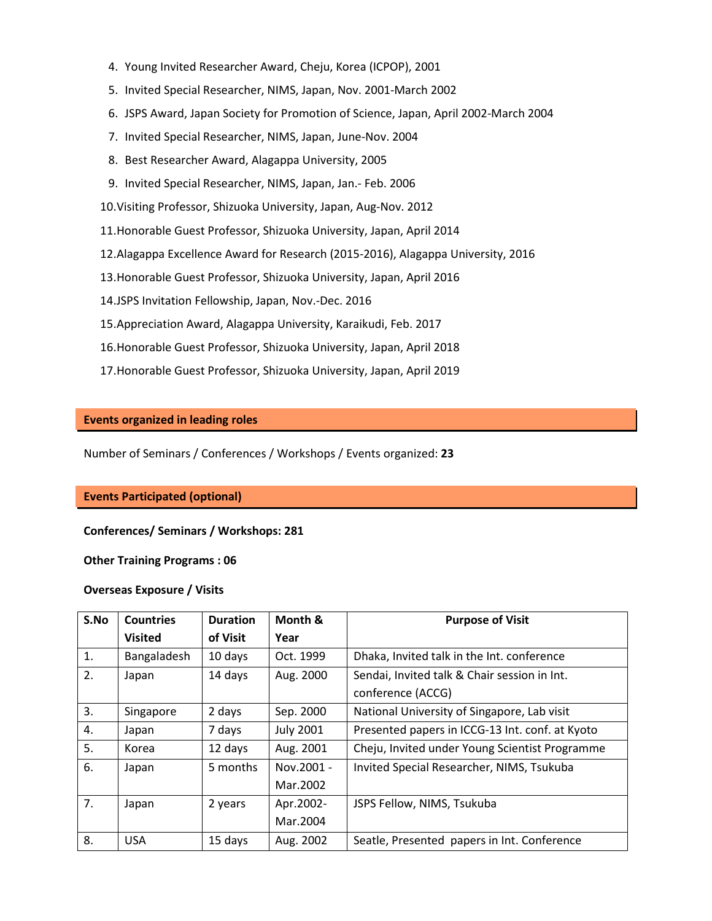4. Young Invited Researcher Award, Cheju, Korea (ICPOP), 2001
5. Invited Special Researcher, NIMS, Japan, Nov. 2001-March 2002
6. JSPS Award, Japan Society for Promotion of Science, Japan, April 2002-March 2004
7. Invited Special Researcher, NIMS, Japan, June-Nov. 2004
8. Best Researcher Award, Alagappa University, 2005
9. Invited Special Researcher, NIMS, Japan, Jan.- Feb. 2006
10. Visiting Professor, Shizuoka University, Japan, Aug-Nov. 2012
11. Honorable Guest Professor, Shizuoka University, Japan, April 2014
12. Alagappa Excellence Award for Research (2015-2016), Alagappa University, 2016
13. Honorable Guest Professor, Shizuoka University, Japan, April 2016
14. JSPS Invitation Fellowship, Japan, Nov.-Dec. 2016
15. Appreciation Award, Alagappa University, Karaikudi, Feb. 2017
16. Honorable Guest Professor, Shizuoka University, Japan, April 2018
17. Honorable Guest Professor, Shizuoka University, Japan, April 2019

## Events organized in leading roles

Number of Seminars / Conferences / Workshops / Events organized: **23**

## Events Participated (optional)

**Conferences/ Seminars / Workshops: 281**

**Other Training Programs : 06**

**Overseas Exposure / Visits**

| S.No | Countries Visited | Duration of Visit | Month & Year | Purpose of Visit |
|---|---|---|---|---|
| 1. | Bangaladesh | 10 days | Oct. 1999 | Dhaka, Invited talk in the Int. conference |
| 2. | Japan | 14 days | Aug. 2000 | Sendai, Invited talk & Chair session in Int. conference (ACCG) |
| 3. | Singapore | 2 days | Sep. 2000 | National University of Singapore, Lab visit |
| 4. | Japan | 7 days | July 2001 | Presented papers in ICCG-13 Int. conf. at Kyoto |
| 5. | Korea | 12 days | Aug. 2001 | Cheju, Invited under Young Scientist Programme |
| 6. | Japan | 5 months | Nov.2001 - Mar.2002 | Invited Special Researcher, NIMS, Tsukuba |
| 7. | Japan | 2 years | Apr.2002- Mar.2004 | JSPS Fellow, NIMS, Tsukuba |
| 8. | USA | 15 days | Aug. 2002 | Seatle, Presented papers in Int. Conference |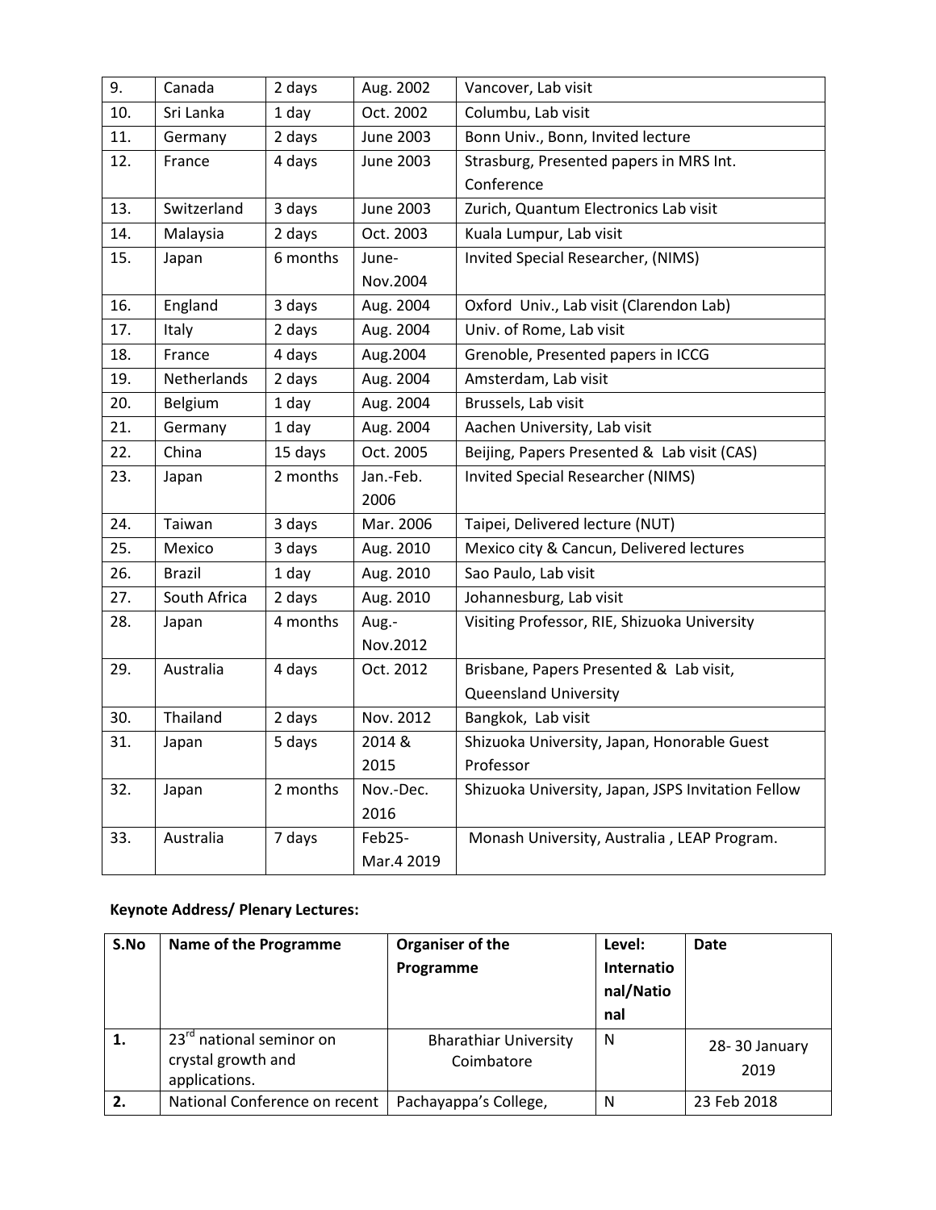| | | | | |
|---|---|---|---|---|
| 9. | Canada | 2 days | Aug. 2002 | Vancover, Lab visit |
| 10. | Sri Lanka | 1 day | Oct. 2002 | Columbu, Lab visit |
| 11. | Germany | 2 days | June 2003 | Bonn Univ., Bonn, Invited lecture |
| 12. | France | 4 days | June 2003 | Strasburg, Presented papers in MRS Int. Conference |
| 13. | Switzerland | 3 days | June 2003 | Zurich, Quantum Electronics Lab visit |
| 14. | Malaysia | 2 days | Oct. 2003 | Kuala Lumpur, Lab visit |
| 15. | Japan | 6 months | June-Nov.2004 | Invited Special Researcher, (NIMS) |
| 16. | England | 3 days | Aug. 2004 | Oxford Univ., Lab visit (Clarendon Lab) |
| 17. | Italy | 2 days | Aug. 2004 | Univ. of Rome, Lab visit |
| 18. | France | 4 days | Aug.2004 | Grenoble, Presented papers in ICCG |
| 19. | Netherlands | 2 days | Aug. 2004 | Amsterdam, Lab visit |
| 20. | Belgium | 1 day | Aug. 2004 | Brussels, Lab visit |
| 21. | Germany | 1 day | Aug. 2004 | Aachen University, Lab visit |
| 22. | China | 15 days | Oct. 2005 | Beijing, Papers Presented & Lab visit (CAS) |
| 23. | Japan | 2 months | Jan.-Feb. 2006 | Invited Special Researcher (NIMS) |
| 24. | Taiwan | 3 days | Mar. 2006 | Taipei, Delivered lecture (NUT) |
| 25. | Mexico | 3 days | Aug. 2010 | Mexico city & Cancun, Delivered lectures |
| 26. | Brazil | 1 day | Aug. 2010 | Sao Paulo, Lab visit |
| 27. | South Africa | 2 days | Aug. 2010 | Johannesburg, Lab visit |
| 28. | Japan | 4 months | Aug.-Nov.2012 | Visiting Professor, RIE, Shizuoka University |
| 29. | Australia | 4 days | Oct. 2012 | Brisbane, Papers Presented & Lab visit, Queensland University |
| 30. | Thailand | 2 days | Nov. 2012 | Bangkok, Lab visit |
| 31. | Japan | 5 days | 2014 & 2015 | Shizuoka University, Japan, Honorable Guest Professor |
| 32. | Japan | 2 months | Nov.-Dec. 2016 | Shizuoka University, Japan, JSPS Invitation Fellow |
| 33. | Australia | 7 days | Feb25-Mar.4 2019 | Monash University, Australia , LEAP Program. |

**Keynote Address/ Plenary Lectures:**

| S.No | Name of the Programme | Organiser of the Programme | Level: International/National | Date |
|---|---|---|---|---|
| **1.** | 23rd national seminor on crystal growth and applications. | Bharathiar University Coimbatore | N | 28- 30 January 2019 |
| **2.** | National Conference on recent | Pachayappa's College, | N | 23 Feb 2018 |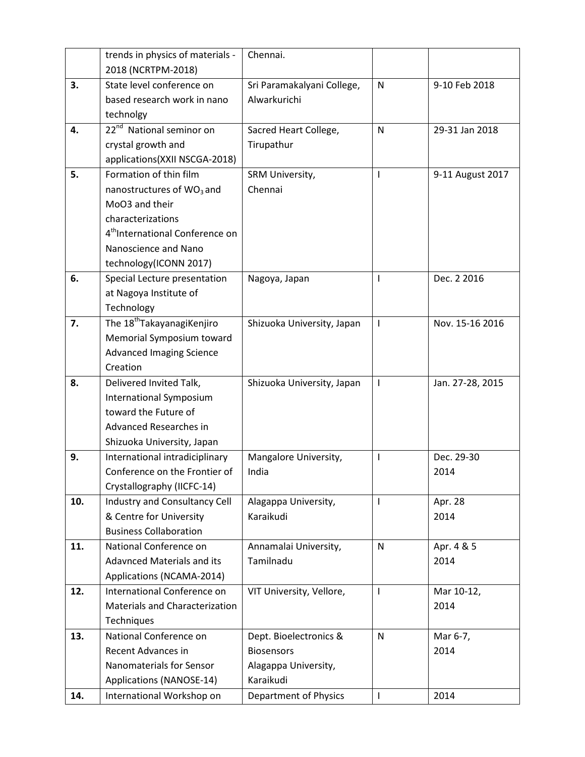| | | | | |
|---|---|---|---|---|
| | trends in physics of materials - 2018 (NCRTPM-2018) | Chennai. | | |
| **3.** | State level conference on based research work in nano technolgy | Sri Paramakalyani College, Alwarkurichi | N | 9-10 Feb 2018 |
| **4.** | 22nd National seminor on crystal growth and applications(XXII NSCGA-2018) | Sacred Heart College, Tirupathur | N | 29-31 Jan 2018 |
| **5.** | Formation of thin film nanostructures of $WO_3$ and MoO3 and their characterizations 4thInternational Conference on Nanoscience and Nano technology(ICONN 2017) | SRM University, Chennai | I | 9-11 August 2017 |
| **6.** | Special Lecture presentation at Nagoya Institute of Technology | Nagoya, Japan | I | Dec. 2 2016 |
| **7.** | The 18thTakayanagiKenjiro Memorial Symposium toward Advanced Imaging Science Creation | Shizuoka University, Japan | I | Nov. 15-16 2016 |
| **8.** | Delivered Invited Talk, International Symposium toward the Future of Advanced Researches in Shizuoka University, Japan | Shizuoka University, Japan | I | Jan. 27-28, 2015 |
| **9.** | International intradiciplinary Conference on the Frontier of Crystallography (IICFC-14) | Mangalore University, India | I | Dec. 29-30 2014 |
| **10.** | Industry and Consultancy Cell & Centre for University Business Collaboration | Alagappa University, Karaikudi | I | Apr. 28 2014 |
| **11.** | National Conference on Adavnced Materials and its Applications (NCAMA-2014) | Annamalai University, Tamilnadu | N | Apr. 4 & 5 2014 |
| **12.** | International Conference on Materials and Characterization Techniques | VIT University, Vellore, | I | Mar 10-12, 2014 |
| **13.** | National Conference on Recent Advances in Nanomaterials for Sensor Applications (NANOSE-14) | Dept. Bioelectronics & Biosensors Alagappa University, Karaikudi | N | Mar 6-7, 2014 |
| **14.** | International Workshop on | Department of Physics | I | 2014 |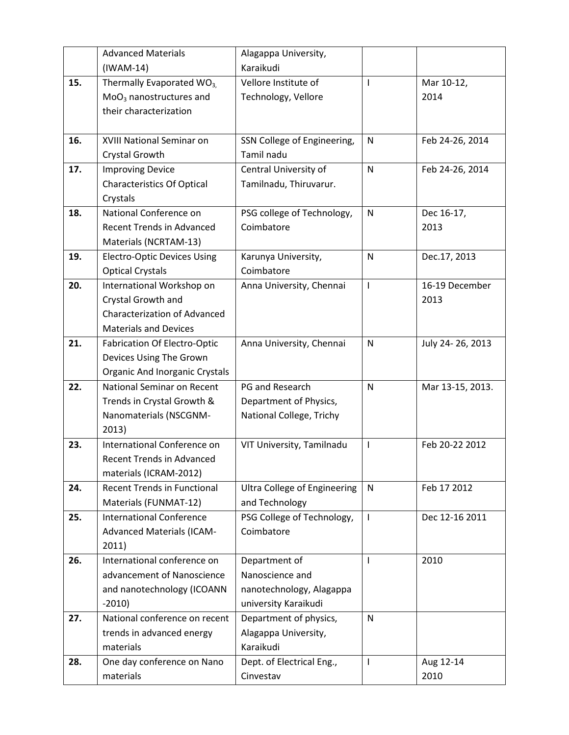| | | | | |
|---|---|---|---|---|
| | Advanced Materials (IWAM-14) | Alagappa University, Karaikudi | | |
| **15.** | Thermally Evaporated $WO_3$, $MoO_3$ nanostructures and their characterization | Vellore Institute of Technology, Vellore | I | Mar 10-12, 2014 |
| **16.** | XVIII National Seminar on Crystal Growth | SSN College of Engineering, Tamil nadu | N | Feb 24-26, 2014 |
| **17.** | Improving Device Characteristics Of Optical Crystals | Central University of Tamilnadu, Thiruvarur. | N | Feb 24-26, 2014 |
| **18.** | National Conference on Recent Trends in Advanced Materials (NCRTAM-13) | PSG college of Technology, Coimbatore | N | Dec 16-17, 2013 |
| **19.** | Electro-Optic Devices Using Optical Crystals | Karunya University, Coimbatore | N | Dec.17, 2013 |
| **20.** | International Workshop on Crystal Growth and Characterization of Advanced Materials and Devices | Anna University, Chennai | I | 16-19 December 2013 |
| **21.** | Fabrication Of Electro-Optic Devices Using The Grown Organic And Inorganic Crystals | Anna University, Chennai | N | July 24- 26, 2013 |
| **22.** | National Seminar on Recent Trends in Crystal Growth & Nanomaterials (NSCGNM-2013) | PG and Research Department of Physics, National College, Trichy | N | Mar 13-15, 2013. |
| **23.** | International Conference on Recent Trends in Advanced materials (ICRAM-2012) | VIT University, Tamilnadu | I | Feb 20-22 2012 |
| **24.** | Recent Trends in Functional Materials (FUNMAT-12) | Ultra College of Engineering and Technology | N | Feb 17 2012 |
| **25.** | International Conference Advanced Materials (ICAM-2011) | PSG College of Technology, Coimbatore | I | Dec 12-16 2011 |
| **26.** | International conference on advancement of Nanoscience and nanotechnology (ICOANN -2010) | Department of Nanoscience and nanotechnology, Alagappa university Karaikudi | I | 2010 |
| **27.** | National conference on recent trends in advanced energy materials | Department of physics, Alagappa University, Karaikudi | N | |
| **28.** | One day conference on Nano materials | Dept. of Electrical Eng., Cinvestav | I | Aug 12-14 2010 |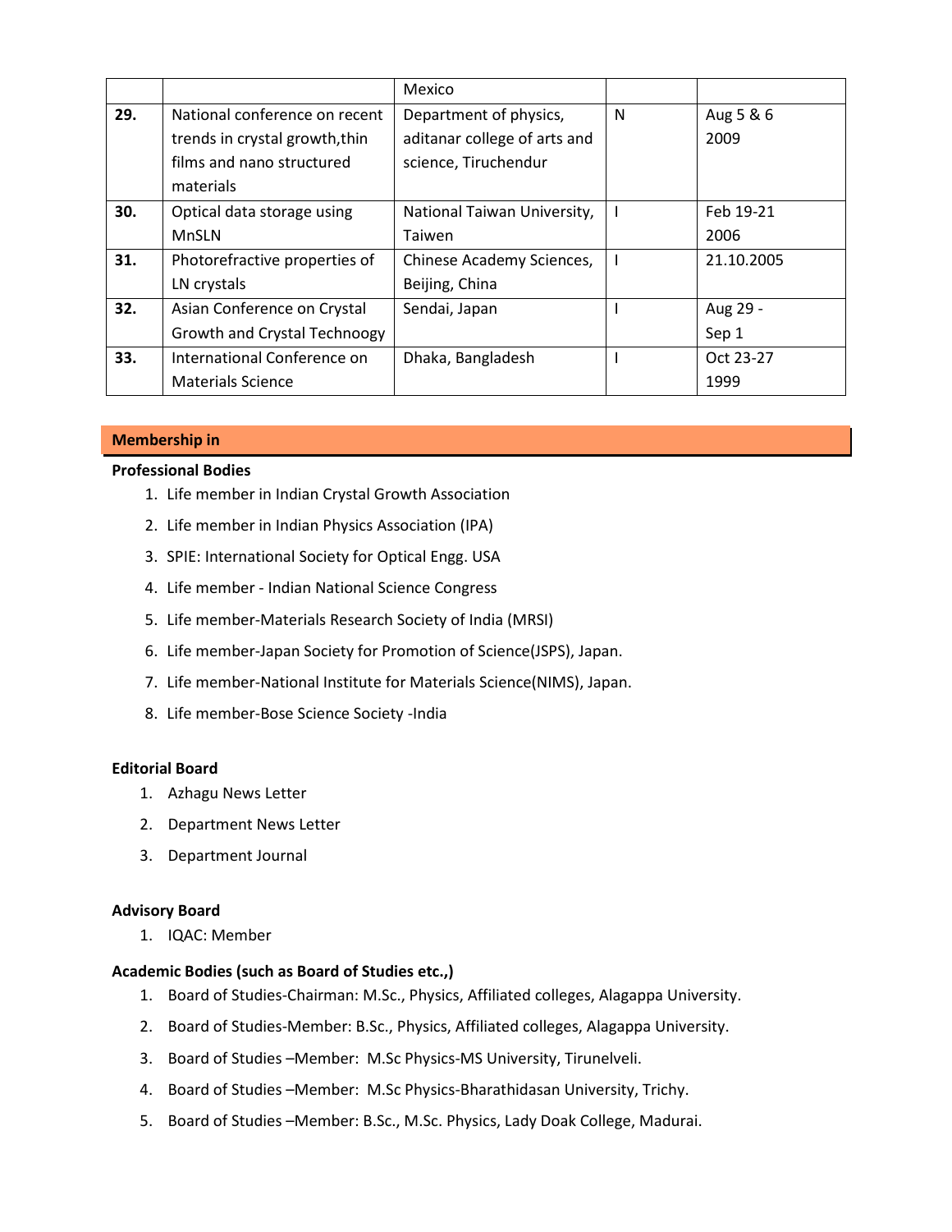| | | Mexico | | |
|---|---|---|---|---|
| **29.** | National conference on recent trends in crystal growth,thin films and nano structured materials | Department of physics, aditanar college of arts and science, Tiruchendur | N | Aug 5 & 6 2009 |
| **30.** | Optical data storage using MnSLN | National Taiwan University, Taiwen | I | Feb 19-21 2006 |
| **31.** | Photorefractive properties of LN crystals | Chinese Academy Sciences, Beijing, China | I | 21.10.2005 |
| **32.** | Asian Conference on Crystal Growth and Crystal Technoogy | Sendai, Japan | I | Aug 29 - Sep 1 |
| **33.** | International Conference on Materials Science | Dhaka, Bangladesh | I | Oct 23-27 1999 |

## Membership in

**Professional Bodies**

1. Life member in Indian Crystal Growth Association
2. Life member in Indian Physics Association (IPA)
3. SPIE: International Society for Optical Engg. USA
4. Life member - Indian National Science Congress
5. Life member-Materials Research Society of India (MRSI)
6. Life member-Japan Society for Promotion of Science(JSPS), Japan.
7. Life member-National Institute for Materials Science(NIMS), Japan.
8. Life member-Bose Science Society -India

**Editorial Board**

1. Azhagu News Letter
2. Department News Letter
3. Department Journal

**Advisory Board**

1. IQAC: Member

**Academic Bodies (such as Board of Studies etc.,)**

1. Board of Studies-Chairman: M.Sc., Physics, Affiliated colleges, Alagappa University.
2. Board of Studies-Member: B.Sc., Physics, Affiliated colleges, Alagappa University.
3. Board of Studies –Member: M.Sc Physics-MS University, Tirunelveli.
4. Board of Studies –Member: M.Sc Physics-Bharathidasan University, Trichy.
5. Board of Studies –Member: B.Sc., M.Sc. Physics, Lady Doak College, Madurai.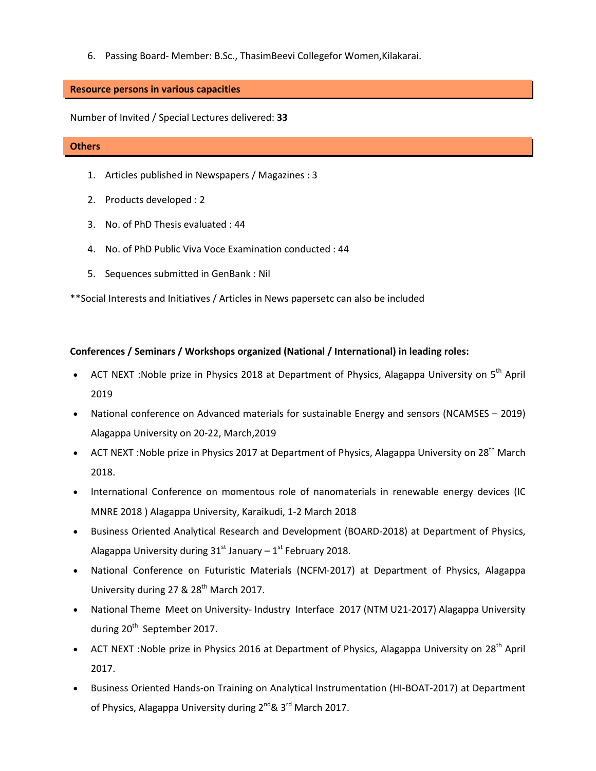6. Passing Board- Member: B.Sc., ThasimBeevi Collegefor Women,Kilakarai.

## Resource persons in various capacities

Number of Invited / Special Lectures delivered: **33**

## Others

1. Articles published in Newspapers / Magazines : 3
2. Products developed : 2
3. No. of PhD Thesis evaluated : 44
4. No. of PhD Public Viva Voce Examination conducted : 44
5. Sequences submitted in GenBank : Nil

**Social Interests and Initiatives / Articles in News papersetc can also be included

**Conferences / Seminars / Workshops organized (National / International) in leading roles:**

- ACT NEXT :Noble prize in Physics 2018 at Department of Physics, Alagappa University on 5th April 2019
- National conference on Advanced materials for sustainable Energy and sensors (NCAMSES – 2019) Alagappa University on 20-22, March,2019
- ACT NEXT :Noble prize in Physics 2017 at Department of Physics, Alagappa University on 28th March 2018.
- International Conference on momentous role of nanomaterials in renewable energy devices (IC MNRE 2018 ) Alagappa University, Karaikudi, 1-2 March 2018
- Business Oriented Analytical Research and Development (BOARD-2018) at Department of Physics, Alagappa University during 31st January – 1st February 2018.
- National Conference on Futuristic Materials (NCFM-2017) at Department of Physics, Alagappa University during 27 & 28th March 2017.
- National Theme Meet on University- Industry Interface 2017 (NTM U21-2017) Alagappa University during 20th September 2017.
- ACT NEXT :Noble prize in Physics 2016 at Department of Physics, Alagappa University on 28th April 2017.
- Business Oriented Hands-on Training on Analytical Instrumentation (HI-BOAT-2017) at Department of Physics, Alagappa University during 2nd& 3rd March 2017.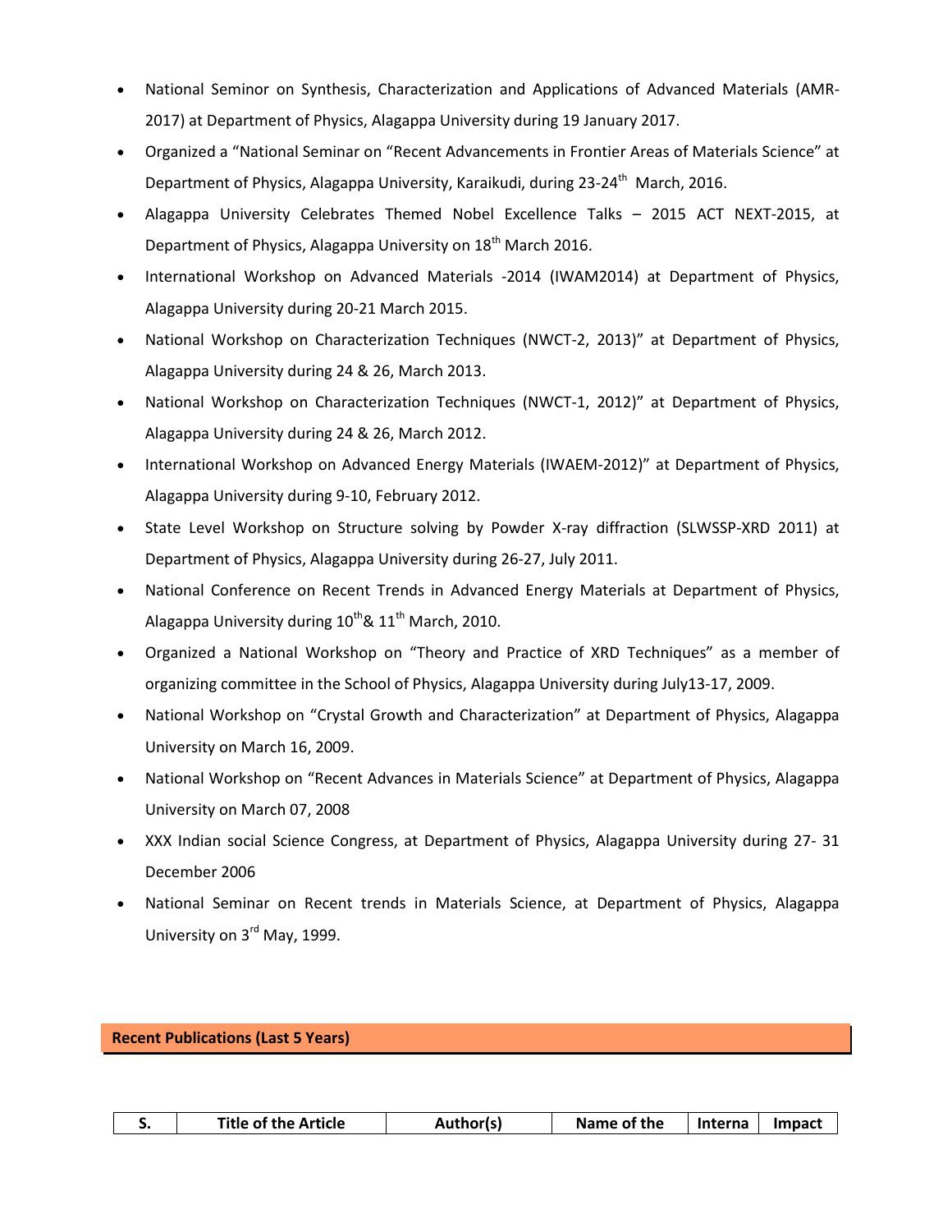- National Seminor on Synthesis, Characterization and Applications of Advanced Materials (AMR-2017) at Department of Physics, Alagappa University during 19 January 2017.
- Organized a "National Seminar on "Recent Advancements in Frontier Areas of Materials Science" at Department of Physics, Alagappa University, Karaikudi, during 23-24th March, 2016.
- Alagappa University Celebrates Themed Nobel Excellence Talks – 2015 ACT NEXT-2015, at Department of Physics, Alagappa University on 18th March 2016.
- International Workshop on Advanced Materials -2014 (IWAM2014) at Department of Physics, Alagappa University during 20-21 March 2015.
- National Workshop on Characterization Techniques (NWCT-2, 2013)" at Department of Physics, Alagappa University during 24 & 26, March 2013.
- National Workshop on Characterization Techniques (NWCT-1, 2012)" at Department of Physics, Alagappa University during 24 & 26, March 2012.
- International Workshop on Advanced Energy Materials (IWAEM-2012)" at Department of Physics, Alagappa University during 9-10, February 2012.
- State Level Workshop on Structure solving by Powder X-ray diffraction (SLWSSP-XRD 2011) at Department of Physics, Alagappa University during 26-27, July 2011.
- National Conference on Recent Trends in Advanced Energy Materials at Department of Physics, Alagappa University during 10th& 11th March, 2010.
- Organized a National Workshop on "Theory and Practice of XRD Techniques" as a member of organizing committee in the School of Physics, Alagappa University during July13-17, 2009.
- National Workshop on "Crystal Growth and Characterization" at Department of Physics, Alagappa University on March 16, 2009.
- National Workshop on "Recent Advances in Materials Science" at Department of Physics, Alagappa University on March 07, 2008
- XXX Indian social Science Congress, at Department of Physics, Alagappa University during 27- 31 December 2006
- National Seminar on Recent trends in Materials Science, at Department of Physics, Alagappa University on 3rd May, 1999.

## Recent Publications (Last 5 Years)

| S. | Title of the Article | Author(s) | Name of the | Interna | Impact |
|---|---|---|---|---|---|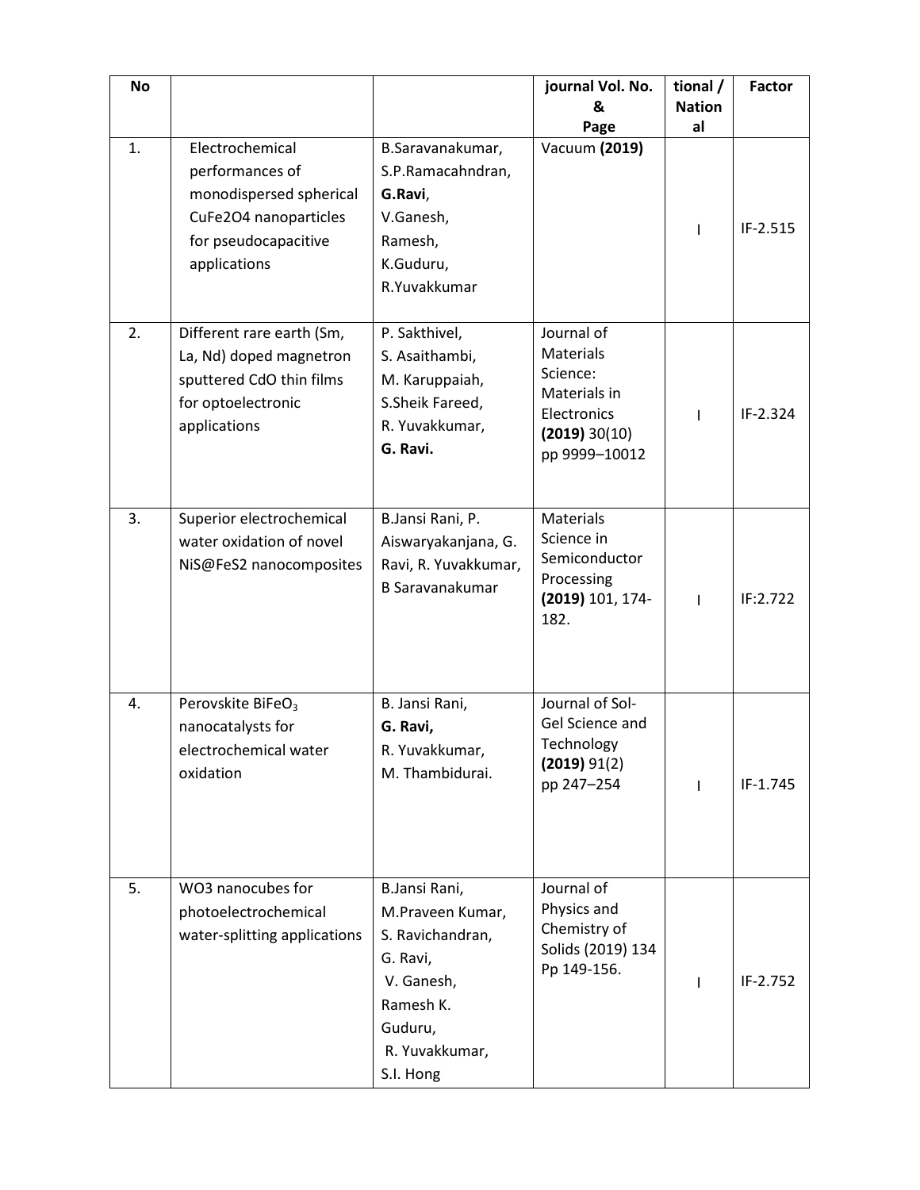| No | | | journal Vol. No. & Page | tional / National | Factor |
|---|---|---|---|---|---|
| 1. | Electrochemical performances of monodispersed spherical $CuFe_2O_4$ nanoparticles for pseudocapacitive applications | B.Saravanakumar, S.P.Ramacahndran, **G.Ravi**, V.Ganesh, Ramesh, K.Guduru, R.Yuvakkumar | Vacuum **(2019)** | I | IF-2.515 |
| 2. | Different rare earth (Sm, La, Nd) doped magnetron sputtered CdO thin films for optoelectronic applications | P. Sakthivel, S. Asaithambi, M. Karuppaiah, S.Sheik Fareed, R. Yuvakkumar, **G. Ravi.** | Journal of Materials Science: Materials in Electronics **(2019)** 30(10) pp 9999–10012 | I | IF-2.324 |
| 3. | Superior electrochemical water oxidation of novel NiS@$FeS_2$ nanocomposites | B.Jansi Rani, P. Aiswaryakanjana, G. Ravi, R. Yuvakkumar, B Saravanakumar | Materials Science in Semiconductor Processing **(2019)** 101, 174-182. | I | IF:2.722 |
| 4. | Perovskite $BiFeO_3$ nanocatalysts for electrochemical water oxidation | B. Jansi Rani, **G. Ravi,** R. Yuvakkumar, M. Thambidurai. | Journal of Sol-Gel Science and Technology **(2019)** 91(2) pp 247–254 | I | IF-1.745 |
| 5. | $WO_3$ nanocubes for photoelectrochemical water-splitting applications | B.Jansi Rani, M.Praveen Kumar, S. Ravichandran, G. Ravi, V. Ganesh, Ramesh K. Guduru, R. Yuvakkumar, S.I. Hong | Journal of Physics and Chemistry of Solids (2019) 134 Pp 149-156. | I | IF-2.752 |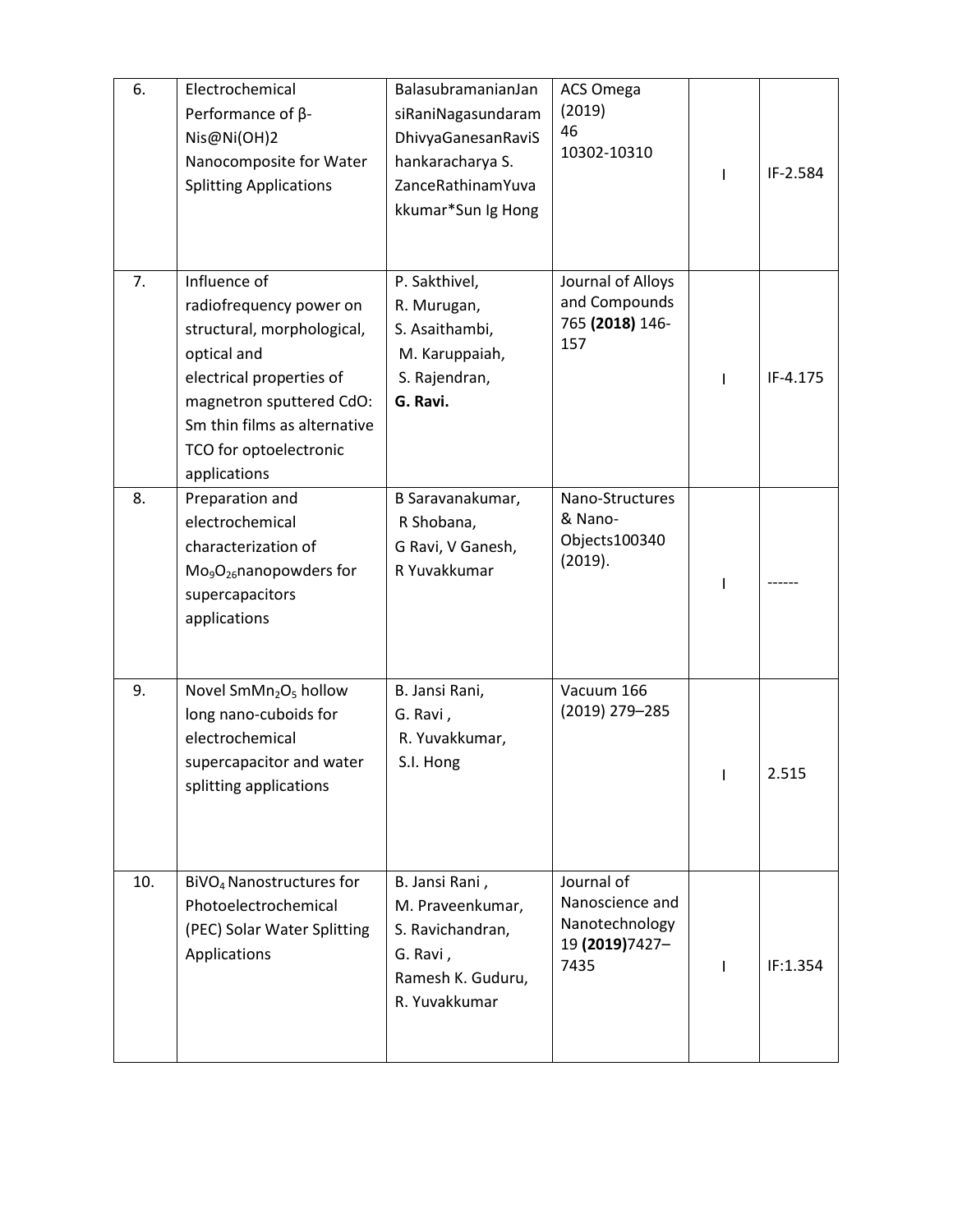| 6. | Electrochemical Performance of β-Nis@Ni(OH)2 Nanocomposite for Water Splitting Applications | BalasubramanianJansiRaniNagasundaramDhivyaGanesanRaviShankaracharya S. ZanceRathinamYuvakkumar*Sun Ig Hong | ACS Omega (2019) 46 10302-10310 | I | IF-2.584 |
|---|---|---|---|---|---|
| 7. | Influence of radiofrequency power on structural, morphological, optical and electrical properties of magnetron sputtered CdO: Sm thin films as alternative TCO for optoelectronic applications | P. Sakthivel, R. Murugan, S. Asaithambi, M. Karuppaiah, S. Rajendran, **G. Ravi.** | Journal of Alloys and Compounds 765 **(2018)** 146-157 | I | IF-4.175 |
| 8. | Preparation and electrochemical characterization of $Mo_9O_{26}$nanopowders for supercapacitors applications | B Saravanakumar, R Shobana, G Ravi, V Ganesh, R Yuvakkumar | Nano-Structures & Nano-Objects100340 (2019). | I | ------ |
| 9. | Novel $SmMn_2O_5$ hollow long nano-cuboids for electrochemical supercapacitor and water splitting applications | B. Jansi Rani, G. Ravi , R. Yuvakkumar, S.I. Hong | Vacuum 166 (2019) 279–285 | I | 2.515 |
| 10. | $BiVO_4$ Nanostructures for Photoelectrochemical (PEC) Solar Water Splitting Applications | B. Jansi Rani , M. Praveenkumar, S. Ravichandran, G. Ravi , Ramesh K. Guduru, R. Yuvakkumar | Journal of Nanoscience and Nanotechnology 19 **(2019)**7427–7435 | I | IF:1.354 |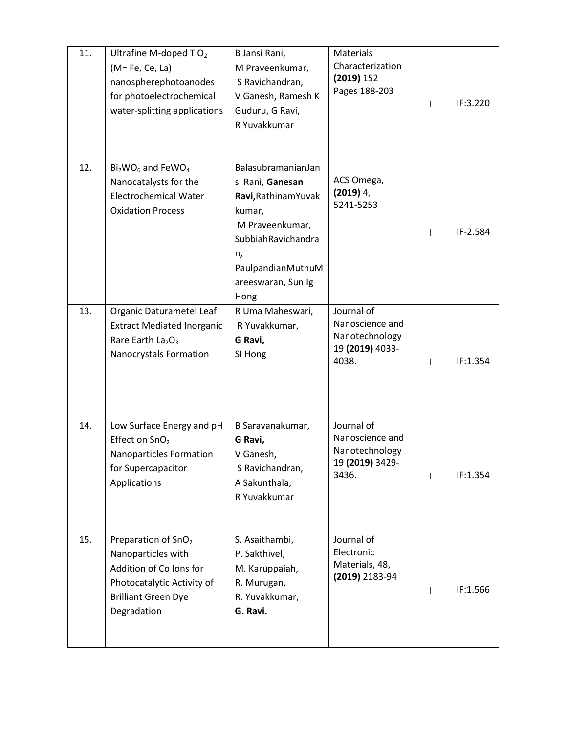| 11. | Ultrafine M-doped $TiO_2$ (M= Fe, Ce, La) nanospherephotoanodes for photoelectrochemical water-splitting applications | B Jansi Rani, M Praveenkumar, S Ravichandran, V Ganesh, Ramesh K Guduru, G Ravi, R Yuvakkumar | Materials Characterization **(2019)** 152 Pages 188-203 | I | IF:3.220 |
|---|---|---|---|---|---|
| 12. | $Bi_2WO_6$ and $FeWO_4$ Nanocatalysts for the Electrochemical Water Oxidation Process | BalasubramanianJansi Rani, **Ganesan Ravi,** RathinamYuvakkumar, M Praveenkumar, SubbiahRavichandran, PaulpandianMuthuMareeswaran, Sun Ig Hong | ACS Omega, **(2019)** 4, 5241-5253 | I | IF-2.584 |
| 13. | Organic Daturametel Leaf Extract Mediated Inorganic Rare Earth $La_2O_3$ Nanocrystals Formation | R Uma Maheswari, R Yuvakkumar, **G Ravi,** SI Hong | Journal of Nanoscience and Nanotechnology 19 **(2019)** 4033-4038. | I | IF:1.354 |
| 14. | Low Surface Energy and pH Effect on $SnO_2$ Nanoparticles Formation for Supercapacitor Applications | B Saravanakumar, **G Ravi,** V Ganesh, S Ravichandran, A Sakunthala, R Yuvakkumar | Journal of Nanoscience and Nanotechnology 19 **(2019)** 3429-3436. | I | IF:1.354 |
| 15. | Preparation of $SnO_2$ Nanoparticles with Addition of Co Ions for Photocatalytic Activity of Brilliant Green Dye Degradation | S. Asaithambi, P. Sakthivel, M. Karuppaiah, R. Murugan, R. Yuvakkumar, **G. Ravi.** | Journal of Electronic Materials, 48, **(2019)** 2183-94 | I | IF:1.566 |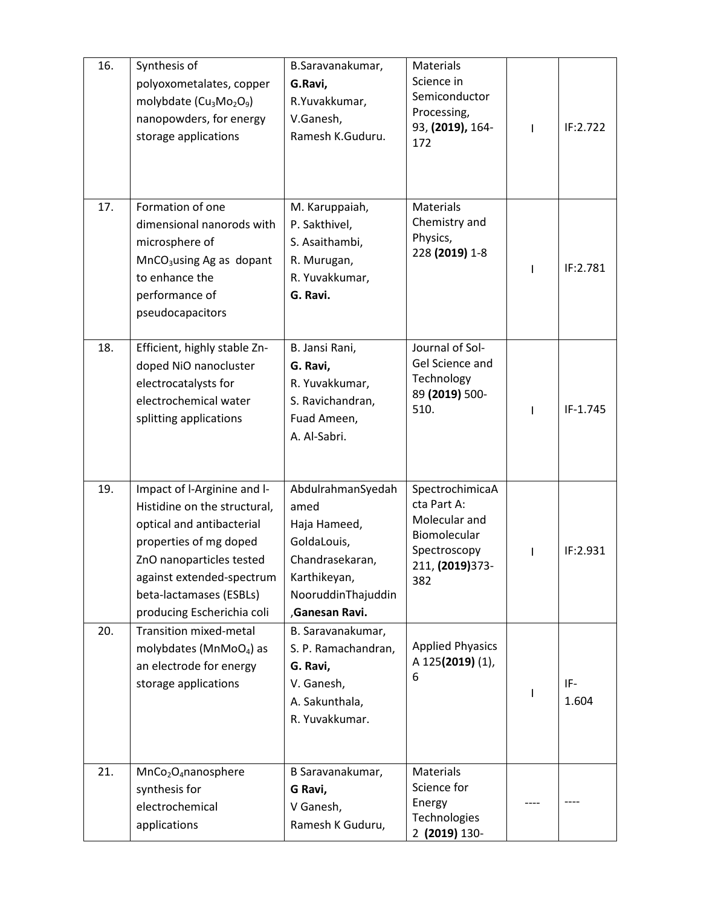| 16. | Synthesis of polyoxometalates, copper molybdate ($Cu_3Mo_2O_9$) nanopowders, for energy storage applications | B.Saravanakumar, **G.Ravi,** R.Yuvakkumar, V.Ganesh, Ramesh K.Guduru. | Materials Science in Semiconductor Processing, 93, **(2019),** 164-172 | I | IF:2.722 |
|---|---|---|---|---|---|
| 17. | Formation of one dimensional nanorods with microsphere of $MnCO_3$using Ag as dopant to enhance the performance of pseudocapacitors | M. Karuppaiah, P. Sakthivel, S. Asaithambi, R. Murugan, R. Yuvakkumar, **G. Ravi.** | Materials Chemistry and Physics, 228 **(2019)** 1-8 | I | IF:2.781 |
| 18. | Efficient, highly stable Zn-doped NiO nanocluster electrocatalysts for electrochemical water splitting applications | B. Jansi Rani, **G. Ravi,** R. Yuvakkumar, S. Ravichandran, Fuad Ameen, A. Al-Sabri. | Journal of Sol-Gel Science and Technology 89 **(2019)** 500-510. | I | IF-1.745 |
| 19. | Impact of l-Arginine and l-Histidine on the structural, optical and antibacterial properties of mg doped ZnO nanoparticles tested against extended-spectrum beta-lactamases (ESBLs) producing Escherichia coli | AbdulrahmanSyedahamed Haja Hameed, GoldaLouis, Chandrasekaran, Karthikeyan, NooruddinThajuddin ,**Ganesan Ravi.** | SpectrochimicaActa Part A: Molecular and Biomolecular Spectroscopy 211, **(2019)**373-382 | I | IF:2.931 |
| 20. | Transition mixed-metal molybdates ($MnMoO_4$) as an electrode for energy storage applications | B. Saravanakumar, S. P. Ramachandran, **G. Ravi,** V. Ganesh, A. Sakunthala, R. Yuvakkumar. | Applied Phyasics A 125**(2019)** (1), 6 | I | IF-1.604 |
| 21. | $MnCo_2O_4$nanosphere synthesis for electrochemical applications | B Saravanakumar, **G Ravi,** V Ganesh, Ramesh K Guduru, | Materials Science for Energy Technologies 2 **(2019)** 130- | ---- | ---- |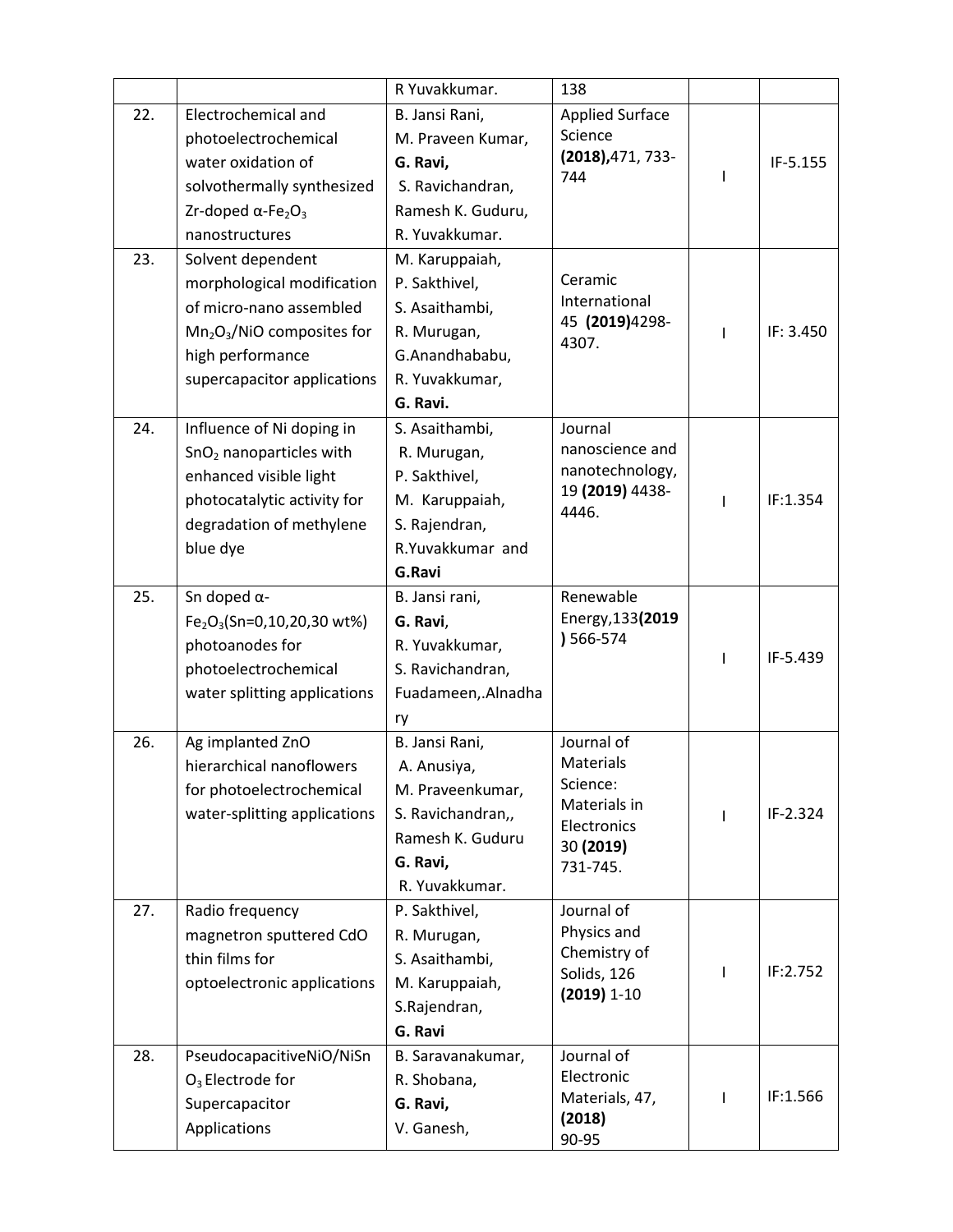| | | | | | |
|---|---|---|---|---|---|
| | | R Yuvakkumar. | 138 | | |
| 22. | Electrochemical and photoelectrochemical water oxidation of solvothermally synthesized Zr-doped α-$Fe_2O_3$ nanostructures | B. Jansi Rani, M. Praveen Kumar, **G. Ravi,** S. Ravichandran, Ramesh K. Guduru, R. Yuvakkumar. | Applied Surface Science **(2018),**471, 733-744 | I | IF-5.155 |
| 23. | Solvent dependent morphological modification of micro-nano assembled $Mn_2O_3$/NiO composites for high performance supercapacitor applications | M. Karuppaiah, P. Sakthivel, S. Asaithambi, R. Murugan, G.Anandhababu, R. Yuvakkumar, **G. Ravi.** | Ceramic International 45 **(2019)**4298-4307. | I | IF: 3.450 |
| 24. | Influence of Ni doping in $SnO_2$ nanoparticles with enhanced visible light photocatalytic activity for degradation of methylene blue dye | S. Asaithambi, R. Murugan, P. Sakthivel, M. Karuppaiah, S. Rajendran, R.Yuvakkumar and **G.Ravi** | Journal nanoscience and nanotechnology, 19 **(2019)** 4438-4446. | I | IF:1.354 |
| 25. | Sn doped α-$Fe_2O_3$(Sn=0,10,20,30 wt%) photoanodes for photoelectrochemical water splitting applications | B. Jansi rani, **G. Ravi**, R. Yuvakkumar, S. Ravichandran, Fuadameen,.Alnadhary | Renewable Energy,133**(2019)** 566-574 | I | IF-5.439 |
| 26. | Ag implanted ZnO hierarchical nanoflowers for photoelectrochemical water-splitting applications | B. Jansi Rani, A. Anusiya, M. Praveenkumar, S. Ravichandran,, Ramesh K. Guduru **G. Ravi,** R. Yuvakkumar. | Journal of Materials Science: Materials in Electronics 30 **(2019)** 731-745. | I | IF-2.324 |
| 27. | Radio frequency magnetron sputtered CdO thin films for optoelectronic applications | P. Sakthivel, R. Murugan, S. Asaithambi, M. Karuppaiah, S.Rajendran, **G. Ravi** | Journal of Physics and Chemistry of Solids, 126 **(2019)** 1-10 | I | IF:2.752 |
| 28. | PseudocapacitiveNiO/$NiSnO_3$ Electrode for Supercapacitor Applications | B. Saravanakumar, R. Shobana, **G. Ravi,** V. Ganesh, | Journal of Electronic Materials, 47, **(2018)** 90-95 | I | IF:1.566 |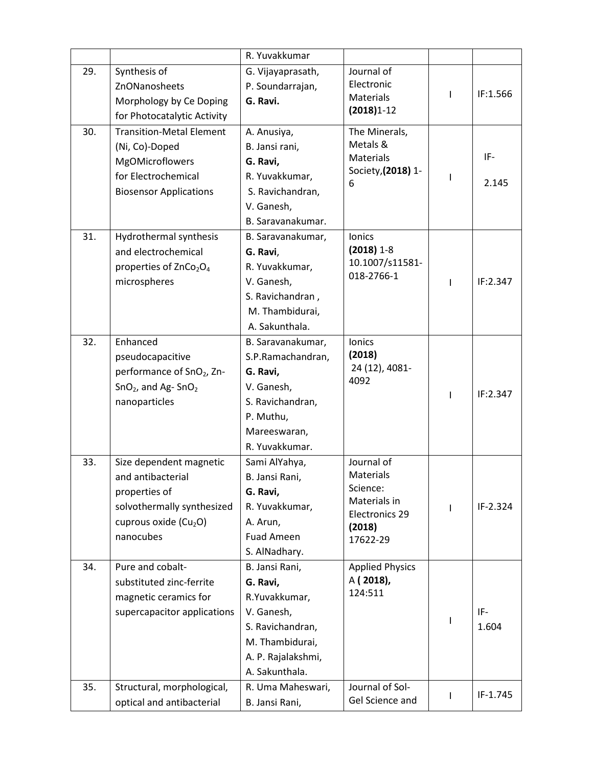|  |  |  |  |  |  |
|---|---|---|---|---|---|
|  |  | R. Yuvakkumar |  |  |  |
| 29. | Synthesis of ZnONanosheets Morphology by Ce Doping for Photocatalytic Activity | G. Vijayaprasath, P. Soundarrajan, **G. Ravi.** | Journal of Electronic Materials **(2018)**1-12 | I | IF:1.566 |
| 30. | Transition-Metal Element (Ni, Co)-Doped MgOMicroflowers for Electrochemical Biosensor Applications | A. Anusiya, B. Jansi rani, **G. Ravi,** R. Yuvakkumar, S. Ravichandran, V. Ganesh, B. Saravanakumar. | The Minerals, Metals & Materials Society,**(2018)** 1-6 | I | IF-2.145 |
| 31. | Hydrothermal synthesis and electrochemical properties of $ZnCo_2O_4$ microspheres | B. Saravanakumar, **G. Ravi**, R. Yuvakkumar, V. Ganesh, S. Ravichandran , M. Thambidurai, A. Sakunthala. | Ionics **(2018)** 1-8 10.1007/s11581-018-2766-1 | I | IF:2.347 |
| 32. | Enhanced pseudocapacitive performance of $SnO_2$, Zn-$SnO_2$, and Ag- $SnO_2$ nanoparticles | B. Saravanakumar, S.P.Ramachandran, **G. Ravi,** V. Ganesh, S. Ravichandran, P. Muthu, Mareeswaran, R. Yuvakkumar. | Ionics **(2018)** 24 (12), 4081-4092 | I | IF:2.347 |
| 33. | Size dependent magnetic and antibacterial properties of solvothermally synthesized cuprous oxide ($Cu_2O$) nanocubes | Sami AlYahya, B. Jansi Rani, **G. Ravi,** R. Yuvakkumar, A. Arun, Fuad Ameen S. AlNadhary. | Journal of Materials Science: Materials in Electronics 29 **(2018)** 17622-29 | I | IF-2.324 |
| 34. | Pure and cobalt-substituted zinc-ferrite magnetic ceramics for supercapacitor applications | B. Jansi Rani, **G. Ravi,** R.Yuvakkumar, V. Ganesh, S. Ravichandran, M. Thambidurai, A. P. Rajalakshmi, A. Sakunthala. | Applied Physics A **( 2018),** 124:511 | I | IF-1.604 |
| 35. | Structural, morphological, optical and antibacterial | R. Uma Maheswari, B. Jansi Rani, | Journal of Sol-Gel Science and | I | IF-1.745 |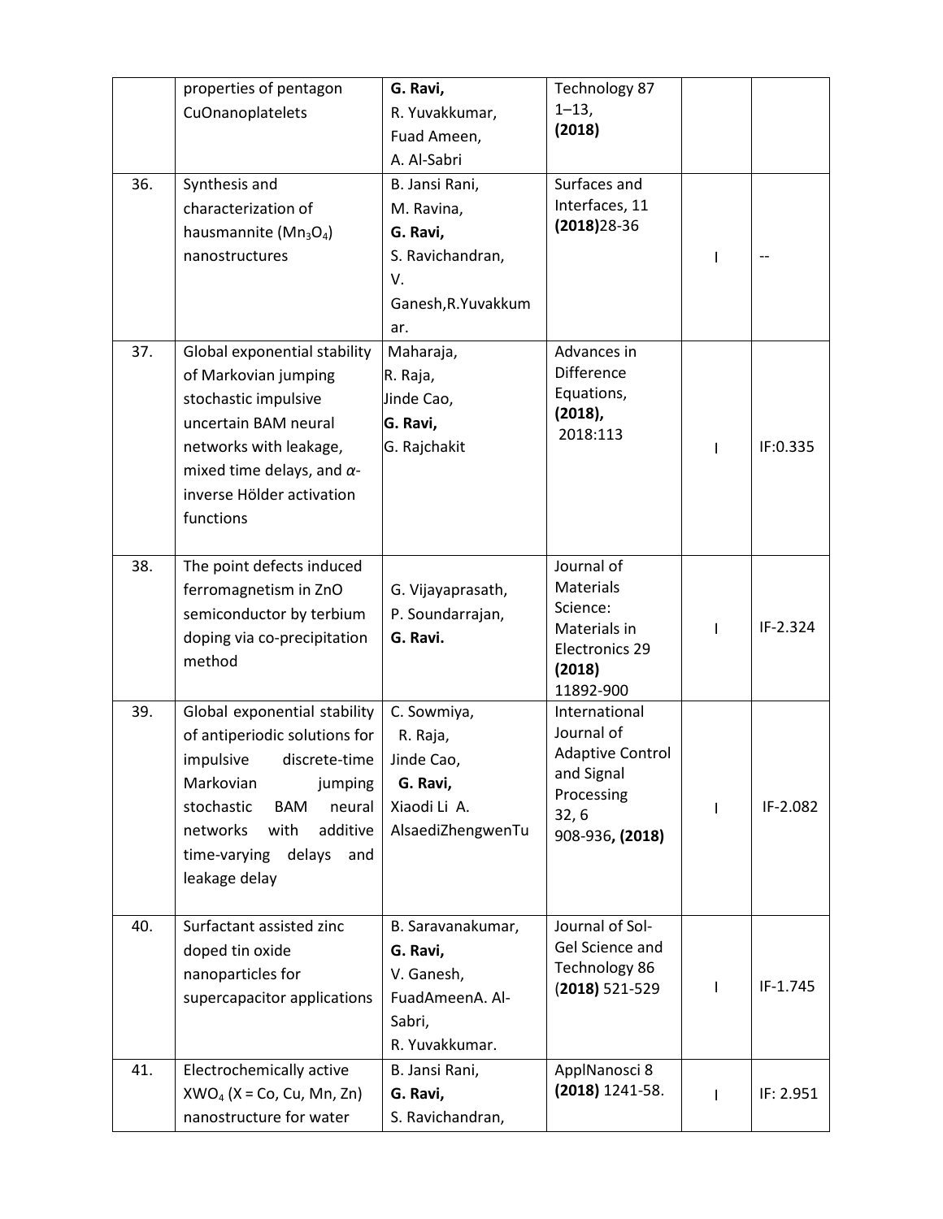|  | properties of pentagon CuOnanoplatelets | **G. Ravi,** R. Yuvakkumar, Fuad Ameen, A. Al-Sabri | Technology 87 1–13, **(2018)** |  |  |
|---|---|---|---|---|---|
| 36. | Synthesis and characterization of hausmannite ($Mn_3O_4$) nanostructures | B. Jansi Rani, M. Ravina, **G. Ravi,** S. Ravichandran, V. Ganesh,R.Yuvakkumar. | Surfaces and Interfaces, 11 **(2018)**28-36 | I | -- |
| 37. | Global exponential stability of Markovian jumping stochastic impulsive uncertain BAM neural networks with leakage, mixed time delays, and $\alpha$-inverse Hölder activation functions | Maharaja, R. Raja, Jinde Cao, **G. Ravi,** G. Rajchakit | Advances in Difference Equations, **(2018),** 2018:113 | I | IF:0.335 |
| 38. | The point defects induced ferromagnetism in ZnO semiconductor by terbium doping via co-precipitation method | G. Vijayaprasath, P. Soundarrajan, **G. Ravi.** | Journal of Materials Science: Materials in Electronics 29 **(2018)** 11892-900 | I | IF-2.324 |
| 39. | Global exponential stability of antiperiodic solutions for impulsive discrete-time Markovian jumping stochastic BAM neural networks with additive time-varying delays and leakage delay | C. Sowmiya, R. Raja, Jinde Cao, **G. Ravi,** Xiaodi Li A. AlsaediZhengwenTu | International Journal of Adaptive Control and Signal Processing 32, 6 908-936**, (2018)** | I | IF-2.082 |
| 40. | Surfactant assisted zinc doped tin oxide nanoparticles for supercapacitor applications | B. Saravanakumar, **G. Ravi,** V. Ganesh, FuadAmeenA. Al-Sabri, R. Yuvakkumar. | Journal of Sol-Gel Science and Technology 86 (**2018)** 521-529 | I | IF-1.745 |
| 41. | Electrochemically active $XWO_4$ (X = Co, Cu, Mn, Zn) nanostructure for water | B. Jansi Rani, **G. Ravi,** S. Ravichandran, | ApplNanosci 8 **(2018)** 1241-58. | I | IF: 2.951 |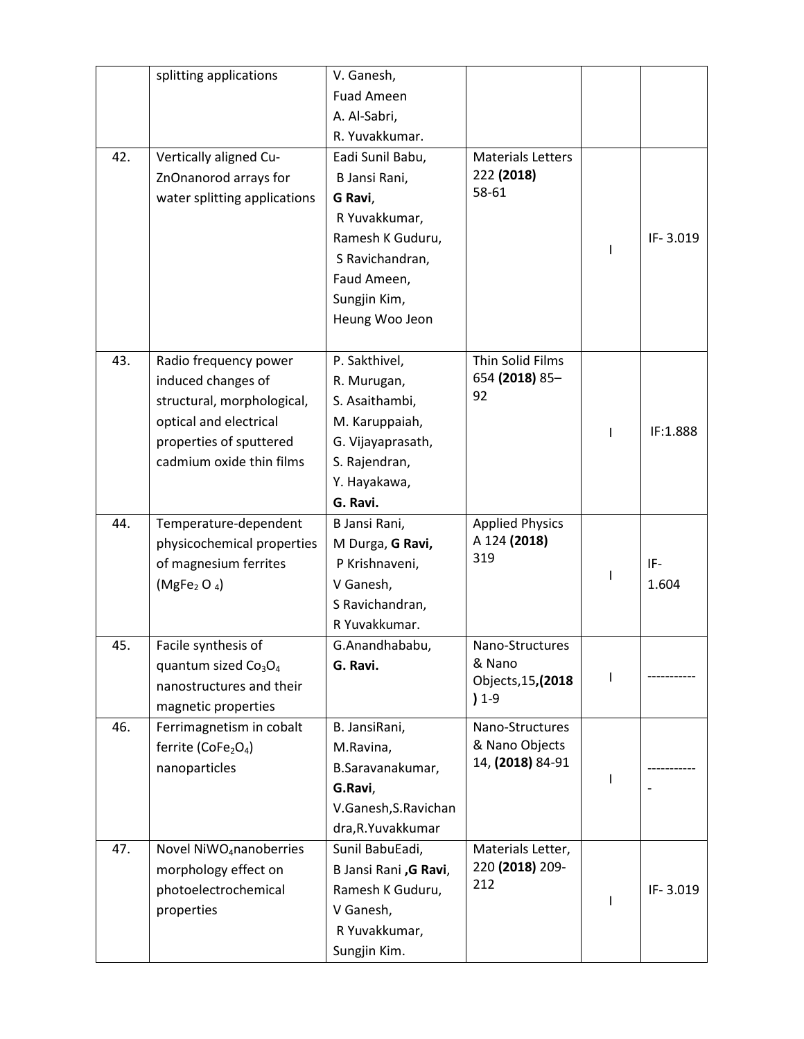|  |  |  |  |  |  |
| --- | --- | --- | --- | --- | --- |
|  | splitting applications | V. Ganesh, Fuad Ameen A. Al-Sabri, R. Yuvakkumar. |  |  |  |
| 42. | Vertically aligned Cu-ZnOnanorod arrays for water splitting applications | Eadi Sunil Babu, B Jansi Rani, **G Ravi**, R Yuvakkumar, Ramesh K Guduru, S Ravichandran, Faud Ameen, Sungjin Kim, Heung Woo Jeon | Materials Letters 222 **(2018)** 58-61 | I | IF- 3.019 |
| 43. | Radio frequency power induced changes of structural, morphological, optical and electrical properties of sputtered cadmium oxide thin films | P. Sakthivel, R. Murugan, S. Asaithambi, M. Karuppaiah, G. Vijayaprasath, S. Rajendran, Y. Hayakawa, **G. Ravi.** | Thin Solid Films 654 **(2018)** 85–92 | I | IF:1.888 |
| 44. | Temperature-dependent physicochemical properties of magnesium ferrites ($MgFe_2O_4$) | B Jansi Rani, M Durga, **G Ravi,** P Krishnaveni, V Ganesh, S Ravichandran, R Yuvakkumar. | Applied Physics A 124 **(2018)** 319 | I | IF- 1.604 |
| 45. | Facile synthesis of quantum sized $Co_3O_4$ nanostructures and their magnetic properties | G.Anandhababu, **G. Ravi.** | Nano-Structures & Nano Objects,15,**(2018)** 1-9 | I | ----------- |
| 46. | Ferrimagnetism in cobalt ferrite ($CoFe_2O_4$) nanoparticles | B. JansiRani, M.Ravina, B.Saravanakumar, **G.Ravi**, V.Ganesh,S.Ravichandra,R.Yuvakkumar | Nano-Structures & Nano Objects 14, **(2018)** 84-91 | I | ------------ |
| 47. | Novel $NiWO_4$nanoberries morphology effect on photoelectrochemical properties | Sunil BabuEadi, B Jansi Rani ,**G Ravi**, Ramesh K Guduru, V Ganesh, R Yuvakkumar, Sungjin Kim. | Materials Letter, 220 **(2018)** 209-212 | I | IF- 3.019 |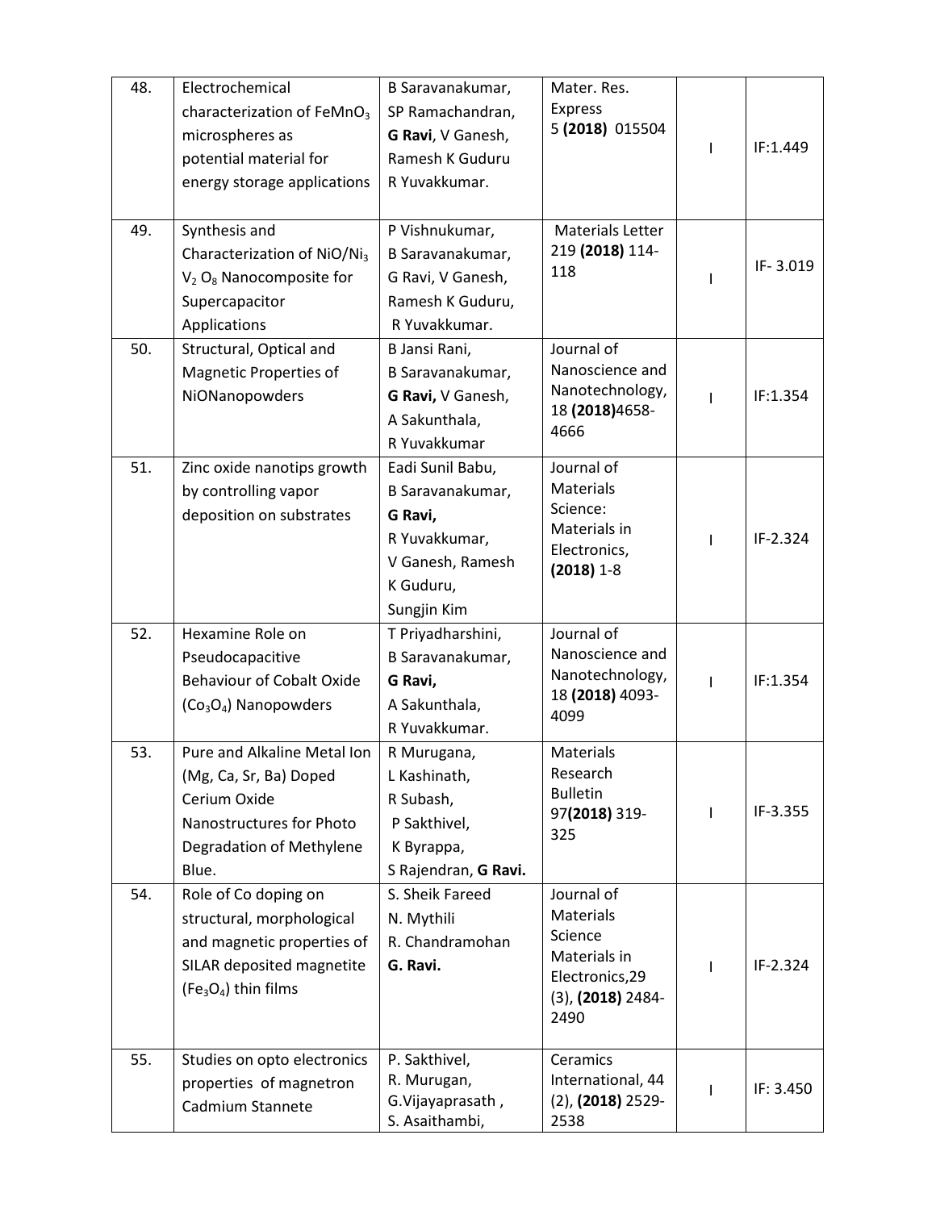| 48. | Electrochemical characterization of $FeMnO_3$ microspheres as potential material for energy storage applications | B Saravanakumar, SP Ramachandran, **G Ravi**, V Ganesh, Ramesh K Guduru R Yuvakkumar. | Mater. Res. Express 5 **(2018)** 015504 | I | IF:1.449 |
|---|---|---|---|---|---|
| 49. | Synthesis and Characterization of NiO/$Ni_3 V_2 O_8$ Nanocomposite for Supercapacitor Applications | P Vishnukumar, B Saravanakumar, G Ravi, V Ganesh, Ramesh K Guduru, R Yuvakkumar. | Materials Letter 219 **(2018)** 114-118 | I | IF- 3.019 |
| 50. | Structural, Optical and Magnetic Properties of NiONanopowders | B Jansi Rani, B Saravanakumar, **G Ravi,** V Ganesh, A Sakunthala, R Yuvakkumar | Journal of Nanoscience and Nanotechnology, 18 **(2018)**4658-4666 | I | IF:1.354 |
| 51. | Zinc oxide nanotips growth by controlling vapor deposition on substrates | Eadi Sunil Babu, B Saravanakumar, **G Ravi,** R Yuvakkumar, V Ganesh, Ramesh K Guduru, Sungjin Kim | Journal of Materials Science: Materials in Electronics, **(2018)** 1-8 | I | IF-2.324 |
| 52. | Hexamine Role on Pseudocapacitive Behaviour of Cobalt Oxide ($Co_3O_4$) Nanopowders | T Priyadharshini, B Saravanakumar, **G Ravi,** A Sakunthala, R Yuvakkumar. | Journal of Nanoscience and Nanotechnology, 18 **(2018)** 4093-4099 | I | IF:1.354 |
| 53. | Pure and Alkaline Metal Ion (Mg, Ca, Sr, Ba) Doped Cerium Oxide Nanostructures for Photo Degradation of Methylene Blue. | R Murugana, L Kashinath, R Subash, P Sakthivel, K Byrappa, S Rajendran, **G Ravi.** | Materials Research Bulletin 97**(2018)** 319-325 | I | IF-3.355 |
| 54. | Role of Co doping on structural, morphological and magnetic properties of SILAR deposited magnetite ($Fe_3O_4$) thin films | S. Sheik Fareed N. Mythili R. Chandramohan **G. Ravi.** | Journal of Materials Science Materials in Electronics,29 (3), **(2018)** 2484-2490 | I | IF-2.324 |
| 55. | Studies on opto electronics properties of magnetron Cadmium Stannete | P. Sakthivel, R. Murugan, G.Vijayaprasath , S. Asaithambi, | Ceramics International, 44 (2), **(2018)** 2529-2538 | I | IF: 3.450 |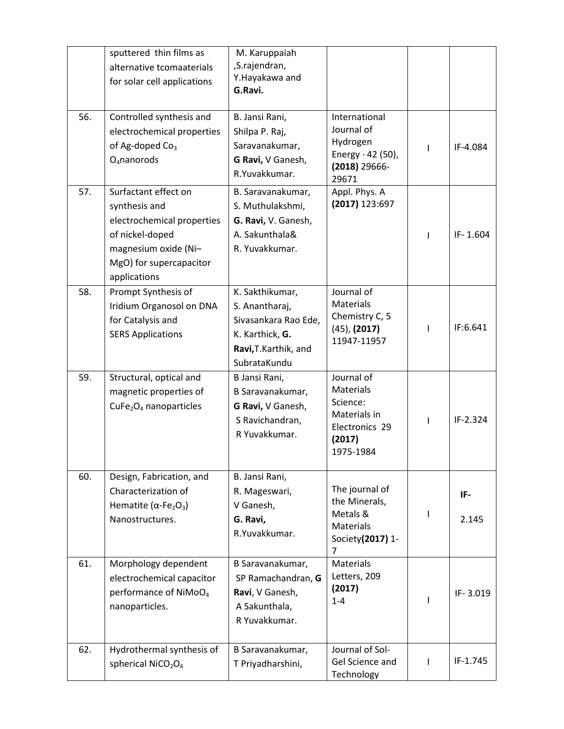|  | sputtered thin films as alternative tcomaaterials for solar cell applications | M. Karuppaiah ,S.rajendran, Y.Hayakawa and **G.Ravi.** |  |  |  |
|---|---|---|---|---|---|
| 56. | Controlled synthesis and electrochemical properties of Ag-doped $Co_3O_4$nanorods | B. Jansi Rani, Shilpa P. Raj, Saravanakumar, **G Ravi,** V Ganesh, R.Yuvakkumar. | International Journal of Hydrogen Energy · 42 (50), **(2018)** 29666-29671 | I | IF-4.084 |
| 57. | Surfactant effect on synthesis and electrochemical properties of nickel-doped magnesium oxide (Ni–MgO) for supercapacitor applications | B. Saravanakumar, S. Muthulakshmi, **G. Ravi,** V. Ganesh, A. Sakunthala& R. Yuvakkumar. | Appl. Phys. A **(2017)** 123:697 | I | IF- 1.604 |
| 58. | Prompt Synthesis of Iridium Organosol on DNA for Catalysis and SERS Applications | K. Sakthikumar, S. Anantharaj, Sivasankara Rao Ede, K. Karthick, **G. Ravi,**T.Karthik, and SubrataKundu | Journal of Materials Chemistry C, 5 (45), **(2017)** 11947-11957 | I | IF:6.641 |
| 59. | Structural, optical and magnetic properties of $CuFe_2O_4$ nanoparticles | B Jansi Rani, B Saravanakumar, **G Ravi,** V Ganesh, S Ravichandran, R Yuvakkumar. | Journal of Materials Science: Materials in Electronics 29 **(2017)** 1975-1984 | I | IF-2.324 |
| 60. | Design, Fabrication, and Characterization of Hematite ($\alpha$-$Fe_2O_3$) Nanostructures. | B. Jansi Rani, R. Mageswari, V Ganesh, **G. Ravi,** R.Yuvakkumar. | The journal of the Minerals, Metals & Materials Society**(2017)** 1-7 | I | **IF-** 2.145 |
| 61. | Morphology dependent electrochemical capacitor performance of $NiMoO_4$ nanoparticles. | B Saravanakumar, SP Ramachandran, **G Ravi**, V Ganesh, A Sakunthala, R Yuvakkumar. | Materials Letters, 209 **(2017)** 1-4 | I | IF- 3.019 |
| 62. | Hydrothermal synthesis of spherical $NiCO_2O_4$ | B Saravanakumar, T Priyadharshini, | Journal of Sol-Gel Science and Technology | I | IF-1.745 |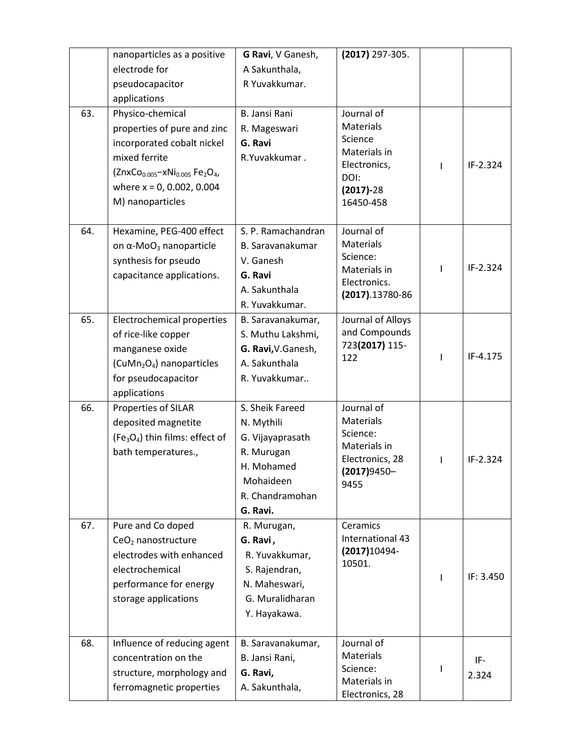|  |  |  |  |  |  |
|---|---|---|---|---|---|
|  | nanoparticles as a positive electrode for pseudocapacitor applications | **G Ravi**, V Ganesh, A Sakunthala, R Yuvakkumar. | **(2017)** 297-305. |  |  |
| 63. | Physico-chemical properties of pure and zinc incorporated cobalt nickel mixed ferrite ($ZnxCo_{0.005}$–$xNi_{0.005}$ $Fe_2O_4$, where x = 0, 0.002, 0.004 M) nanoparticles | B. Jansi Rani R. Mageswari **G. Ravi** R.Yuvakkumar . | Journal of Materials Science Materials in Electronics, DOI: **(2017)**-28 16450-458 | I | IF-2.324 |
| 64. | Hexamine, PEG-400 effect on α-$MoO_3$ nanoparticle synthesis for pseudo capacitance applications. | S. P. Ramachandran B. Saravanakumar V. Ganesh **G. Ravi** A. Sakunthala R. Yuvakkumar. | Journal of Materials Science: Materials in Electronics. **(2017)**.13780-86 | I | IF-2.324 |
| 65. | Electrochemical properties of rice-like copper manganese oxide ($CuMn_2O_4$) nanoparticles for pseudocapacitor applications | B. Saravanakumar, S. Muthu Lakshmi, **G. Ravi,**V.Ganesh, A. Sakunthala R. Yuvakkumar.. | Journal of Alloys and Compounds 723**(2017)** 115-122 | I | IF-4.175 |
| 66. | Properties of SILAR deposited magnetite ($Fe_3O_4$) thin films: effect of bath temperatures., | S. Sheik Fareed N. Mythili G. Vijayaprasath R. Murugan H. Mohamed Mohaideen R. Chandramohan **G. Ravi.** | Journal of Materials Science: Materials in Electronics, 28 **(2017)**9450–9455 | I | IF-2.324 |
| 67. | Pure and Co doped $CeO_2$ nanostructure electrodes with enhanced electrochemical performance for energy storage applications | R. Murugan, **G. Ravi ,** R. Yuvakkumar, S. Rajendran, N. Maheswari, G. Muralidharan Y. Hayakawa. | Ceramics International 43 **(2017)**10494-10501. | I | IF: 3.450 |
| 68. | Influence of reducing agent concentration on the structure, morphology and ferromagnetic properties | B. Saravanakumar, B. Jansi Rani, **G. Ravi,** A. Sakunthala, | Journal of Materials Science: Materials in Electronics, 28 | I | IF-2.324 |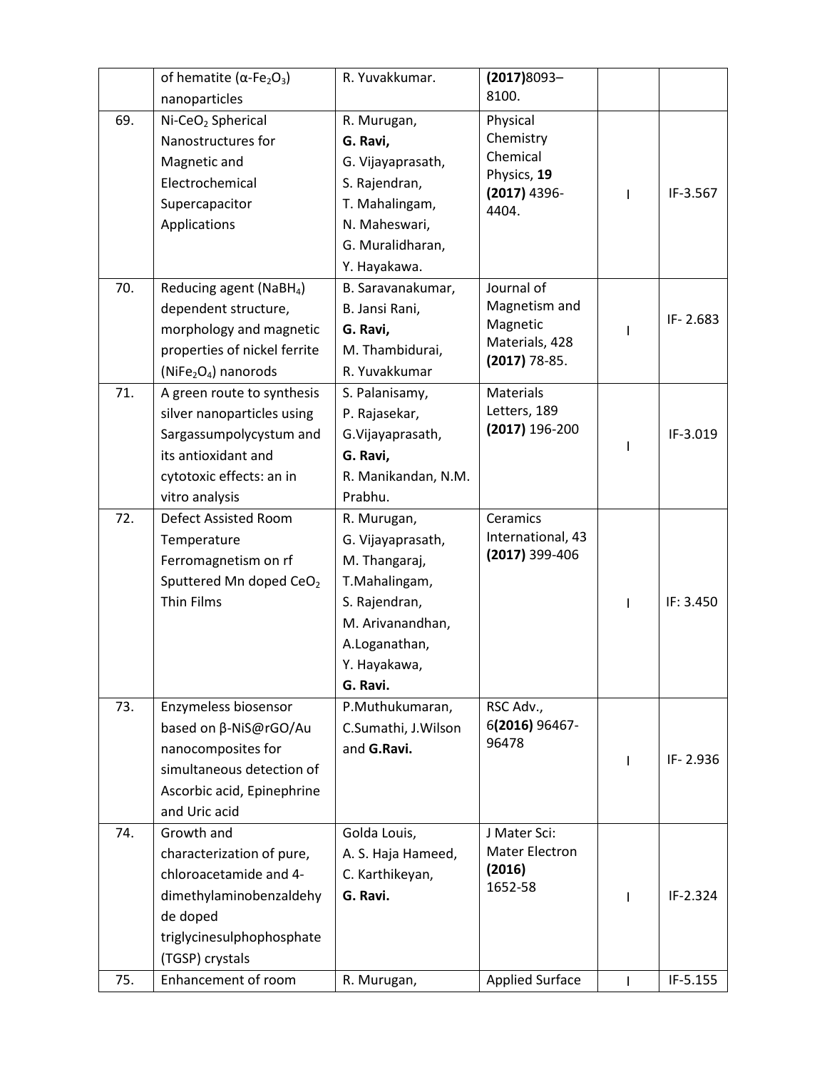|  |  |  |  |  |  |
|---|---|---|---|---|---|
|  | of hematite ($\alpha$-$Fe_2O_3$) nanoparticles | R. Yuvakkumar. | **(2017)**8093–8100. |  |  |
| 69. | Ni-$CeO_2$ Spherical Nanostructures for Magnetic and Electrochemical Supercapacitor Applications | R. Murugan, **G. Ravi,** G. Vijayaprasath, S. Rajendran, T. Mahalingam, N. Maheswari, G. Muralidharan, Y. Hayakawa. | Physical Chemistry Chemical Physics, **19** **(2017)** 4396-4404. | I | IF-3.567 |
| 70. | Reducing agent ($NaBH_4$) dependent structure, morphology and magnetic properties of nickel ferrite ($NiFe_2O_4$) nanorods | B. Saravanakumar, B. Jansi Rani, **G. Ravi,** M. Thambidurai, R. Yuvakkumar | Journal of Magnetism and Magnetic Materials, 428 **(2017)** 78-85. | I | IF- 2.683 |
| 71. | A green route to synthesis silver nanoparticles using Sargassumpolycystum and its antioxidant and cytotoxic effects: an in vitro analysis | S. Palanisamy, P. Rajasekar, G.Vijayaprasath, **G. Ravi,** R. Manikandan, N.M. Prabhu. | Materials Letters, 189 **(2017)** 196-200 | I | IF-3.019 |
| 72. | Defect Assisted Room Temperature Ferromagnetism on rf Sputtered Mn doped $CeO_2$ Thin Films | R. Murugan, G. Vijayaprasath, M. Thangaraj, T.Mahalingam, S. Rajendran, M. Arivanandhan, A.Loganathan, Y. Hayakawa, **G. Ravi.** | Ceramics International, 43 **(2017)** 399-406 | I | IF: 3.450 |
| 73. | Enzymeless biosensor based on β-NiS@rGO/Au nanocomposites for simultaneous detection of Ascorbic acid, Epinephrine and Uric acid | P.Muthukumaran, C.Sumathi, J.Wilson and **G.Ravi.** | RSC Adv., 6**(2016)** 96467-96478 | I | IF- 2.936 |
| 74. | Growth and characterization of pure, chloroacetamide and 4-dimethylaminobenzaldehyde doped triglycinesulphophosphate (TGSP) crystals | Golda Louis, A. S. Haja Hameed, C. Karthikeyan, **G. Ravi.** | J Mater Sci: Mater Electron **(2016)** 1652-58 | I | IF-2.324 |
| 75. | Enhancement of room | R. Murugan, | Applied Surface | I | IF-5.155 |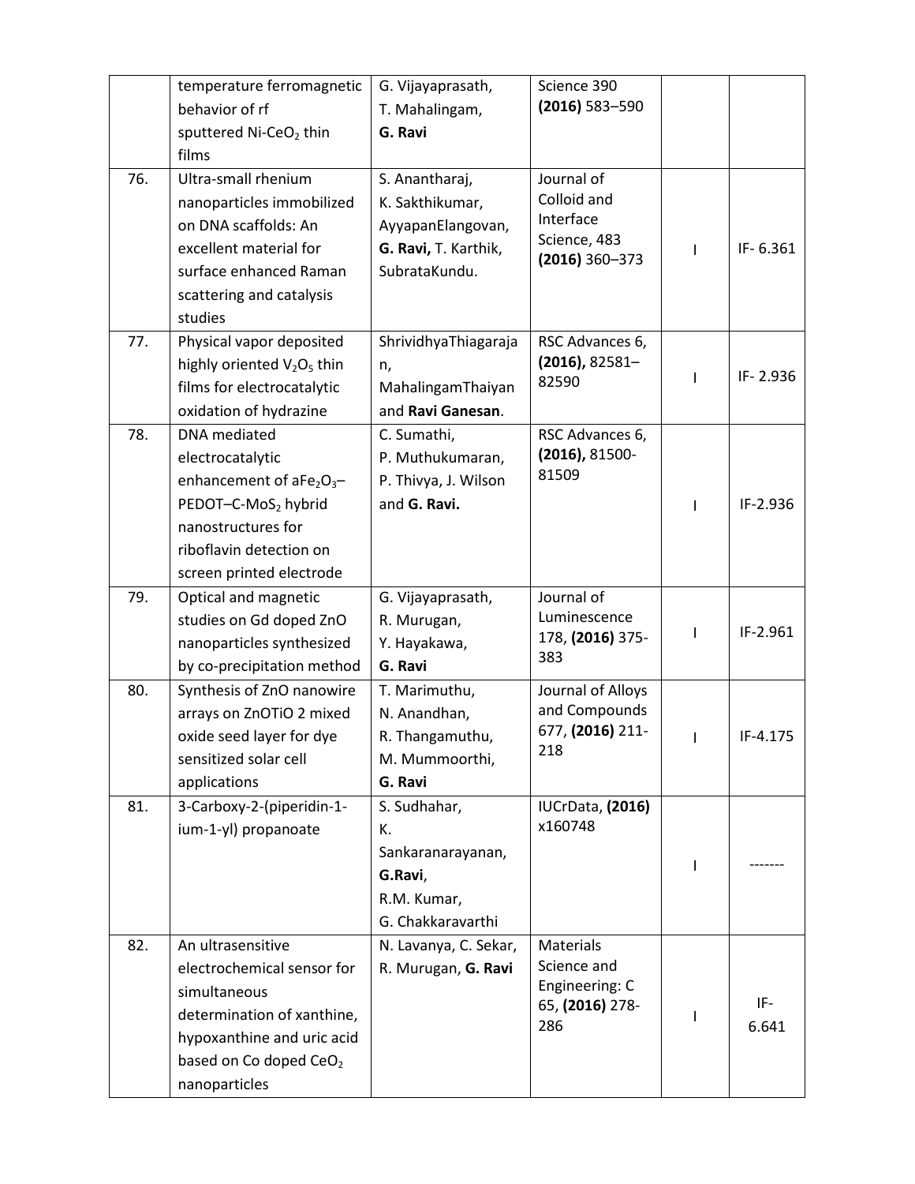| | | | | | |
|---|---|---|---|---|---|
| | temperature ferromagnetic behavior of rf sputtered Ni-$CeO_2$ thin films | G. Vijayaprasath, T. Mahalingam, **G. Ravi** | Science 390 **(2016)** 583–590 | | |
| 76. | Ultra-small rhenium nanoparticles immobilized on DNA scaffolds: An excellent material for surface enhanced Raman scattering and catalysis studies | S. Anantharaj, K. Sakthikumar, AyyapanElangovan, **G. Ravi,** T. Karthik, SubrataKundu. | Journal of Colloid and Interface Science, 483 **(2016)** 360–373 | I | IF- 6.361 |
| 77. | Physical vapor deposited highly oriented $V_2O_5$ thin films for electrocatalytic oxidation of hydrazine | ShrividhyaThiagarajan, MahalingamThaiyan and **Ravi Ganesan**. | RSC Advances 6, **(2016),** 82581–82590 | I | IF- 2.936 |
| 78. | DNA mediated electrocatalytic enhancement of a$Fe_2O_3$–PEDOT–C-$MoS_2$ hybrid nanostructures for riboflavin detection on screen printed electrode | C. Sumathi, P. Muthukumaran, P. Thivya, J. Wilson and **G. Ravi.** | RSC Advances 6, **(2016),** 81500-81509 | I | IF-2.936 |
| 79. | Optical and magnetic studies on Gd doped ZnO nanoparticles synthesized by co-precipitation method | G. Vijayaprasath, R. Murugan, Y. Hayakawa, **G. Ravi** | Journal of Luminescence 178, **(2016)** 375-383 | I | IF-2.961 |
| 80. | Synthesis of ZnO nanowire arrays on ZnOTiO 2 mixed oxide seed layer for dye sensitized solar cell applications | T. Marimuthu, N. Anandhan, R. Thangamuthu, M. Mummoorthi, **G. Ravi** | Journal of Alloys and Compounds 677, **(2016)** 211-218 | I | IF-4.175 |
| 81. | 3-Carboxy-2-(piperidin-1-ium-1-yl) propanoate | S. Sudhahar, K. Sankaranarayanan, **G.Ravi**, R.M. Kumar, G. Chakkaravarthi | IUCrData, **(2016)** x160748 | I | ------- |
| 82. | An ultrasensitive electrochemical sensor for simultaneous determination of xanthine, hypoxanthine and uric acid based on Co doped $CeO_2$ nanoparticles | N. Lavanya, C. Sekar, R. Murugan, **G. Ravi** | Materials Science and Engineering: C 65, **(2016)** 278-286 | I | IF-6.641 |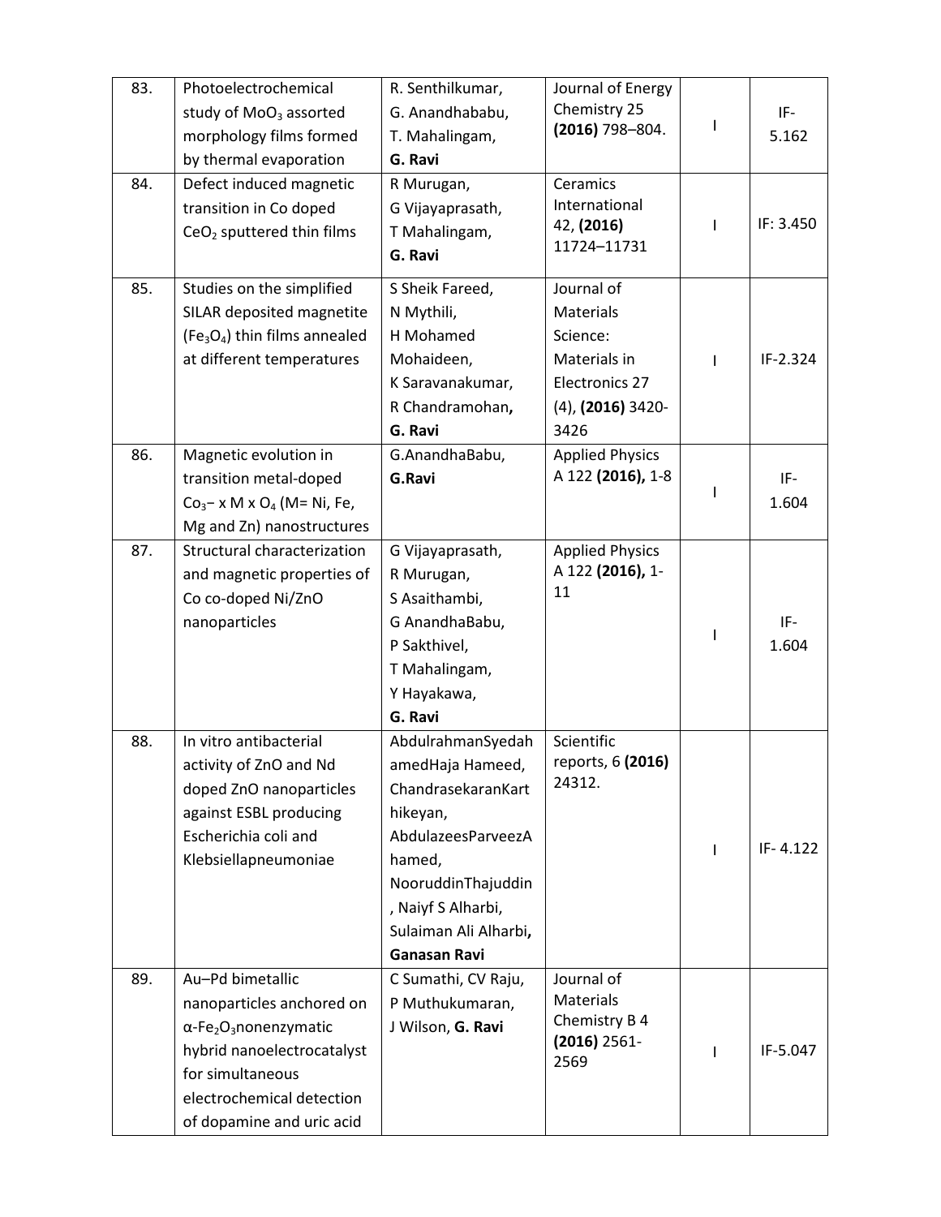| 83. | Photoelectrochemical study of $MoO_3$ assorted morphology films formed by thermal evaporation | R. Senthilkumar, G. Anandhababu, T. Mahalingam, **G. Ravi** | Journal of Energy Chemistry 25 **(2016)** 798–804. | I | IF-5.162 |
|---|---|---|---|---|---|
| 84. | Defect induced magnetic transition in Co doped $CeO_2$ sputtered thin films | R Murugan, G Vijayaprasath, T Mahalingam, **G. Ravi** | Ceramics International 42, **(2016)** 11724–11731 | I | IF: 3.450 |
| 85. | Studies on the simplified SILAR deposited magnetite ($Fe_3O_4$) thin films annealed at different temperatures | S Sheik Fareed, N Mythili, H Mohamed Mohaideen, K Saravanakumar, R Chandramohan**,** **G. Ravi** | Journal of Materials Science: Materials in Electronics 27 (4), **(2016)** 3420-3426 | I | IF-2.324 |
| 86. | Magnetic evolution in transition metal-doped $Co_{3-x}M_xO_4$ (M= Ni, Fe, Mg and Zn) nanostructures | G.AnandhaBabu, **G.Ravi** | Applied Physics A 122 **(2016),** 1-8 | I | IF-1.604 |
| 87. | Structural characterization and magnetic properties of Co co-doped Ni/ZnO nanoparticles | G Vijayaprasath, R Murugan, S Asaithambi, G AnandhaBabu, P Sakthivel, T Mahalingam, Y Hayakawa, **G. Ravi** | Applied Physics A 122 **(2016),** 1-11 | I | IF-1.604 |
| 88. | In vitro antibacterial activity of ZnO and Nd doped ZnO nanoparticles against ESBL producing Escherichia coli and Klebsiellapneumoniae | AbdulrahmanSyedahamedHaja Hameed, ChandrasekaranKarthikeyan, AbdulazeesParveezAhamed, NooruddinThajuddin, Naiyf S Alharbi, Sulaiman Ali Alharbi**,** **Ganasan Ravi** | Scientific reports, 6 **(2016)** 24312. | I | IF- 4.122 |
| 89. | Au–Pd bimetallic nanoparticles anchored on α-$Fe_2O_3$nonenzymatic hybrid nanoelectrocatalyst for simultaneous electrochemical detection of dopamine and uric acid | C Sumathi, CV Raju, P Muthukumaran, J Wilson, **G. Ravi** | Journal of Materials Chemistry B 4 **(2016)** 2561-2569 | I | IF-5.047 |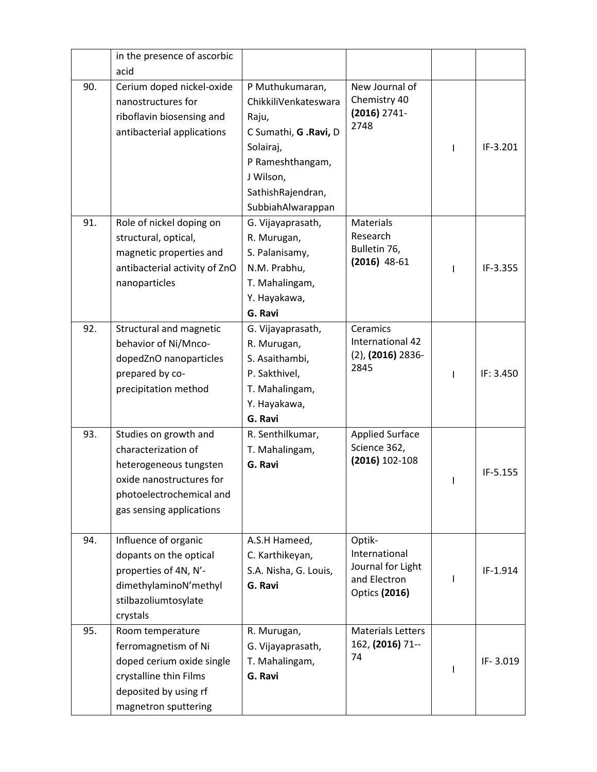|  | in the presence of ascorbic acid |  |  |  |  |
|---|---|---|---|---|---|
| 90. | Cerium doped nickel-oxide nanostructures for riboflavin biosensing and antibacterial applications | P Muthukumaran, ChikkiliVenkateswara Raju, C Sumathi, **G .Ravi,** D Solairaj, P Rameshthangam, J Wilson, SathishRajendran, SubbiahAlwarappan | New Journal of Chemistry 40 **(2016)** 2741-2748 | I | IF-3.201 |
| 91. | Role of nickel doping on structural, optical, magnetic properties and antibacterial activity of ZnO nanoparticles | G. Vijayaprasath, R. Murugan, S. Palanisamy, N.M. Prabhu, T. Mahalingam, Y. Hayakawa, **G. Ravi** | Materials Research Bulletin 76, **(2016)** 48-61 | I | IF-3.355 |
| 92. | Structural and magnetic behavior of Ni/Mnco-dopedZnO nanoparticles prepared by co-precipitation method | G. Vijayaprasath, R. Murugan, S. Asaithambi, P. Sakthivel, T. Mahalingam, Y. Hayakawa, **G. Ravi** | Ceramics International 42 (2), **(2016)** 2836-2845 | I | IF: 3.450 |
| 93. | Studies on growth and characterization of heterogeneous tungsten oxide nanostructures for photoelectrochemical and gas sensing applications | R. Senthilkumar, T. Mahalingam, **G. Ravi** | Applied Surface Science 362, **(2016)** 102-108 | I | IF-5.155 |
| 94. | Influence of organic dopants on the optical properties of 4N, N'-dimethylaminoN'methyl stilbazoliumtosylate crystals | A.S.H Hameed, C. Karthikeyan, S.A. Nisha, G. Louis, **G. Ravi** | Optik- International Journal for Light and Electron Optics **(2016)** | I | IF-1.914 |
| 95. | Room temperature ferromagnetism of Ni doped cerium oxide single crystalline thin Films deposited by using rf magnetron sputtering | R. Murugan, G. Vijayaprasath, T. Mahalingam, **G. Ravi** | Materials Letters 162, **(2016)** 71--74 | I | IF- 3.019 |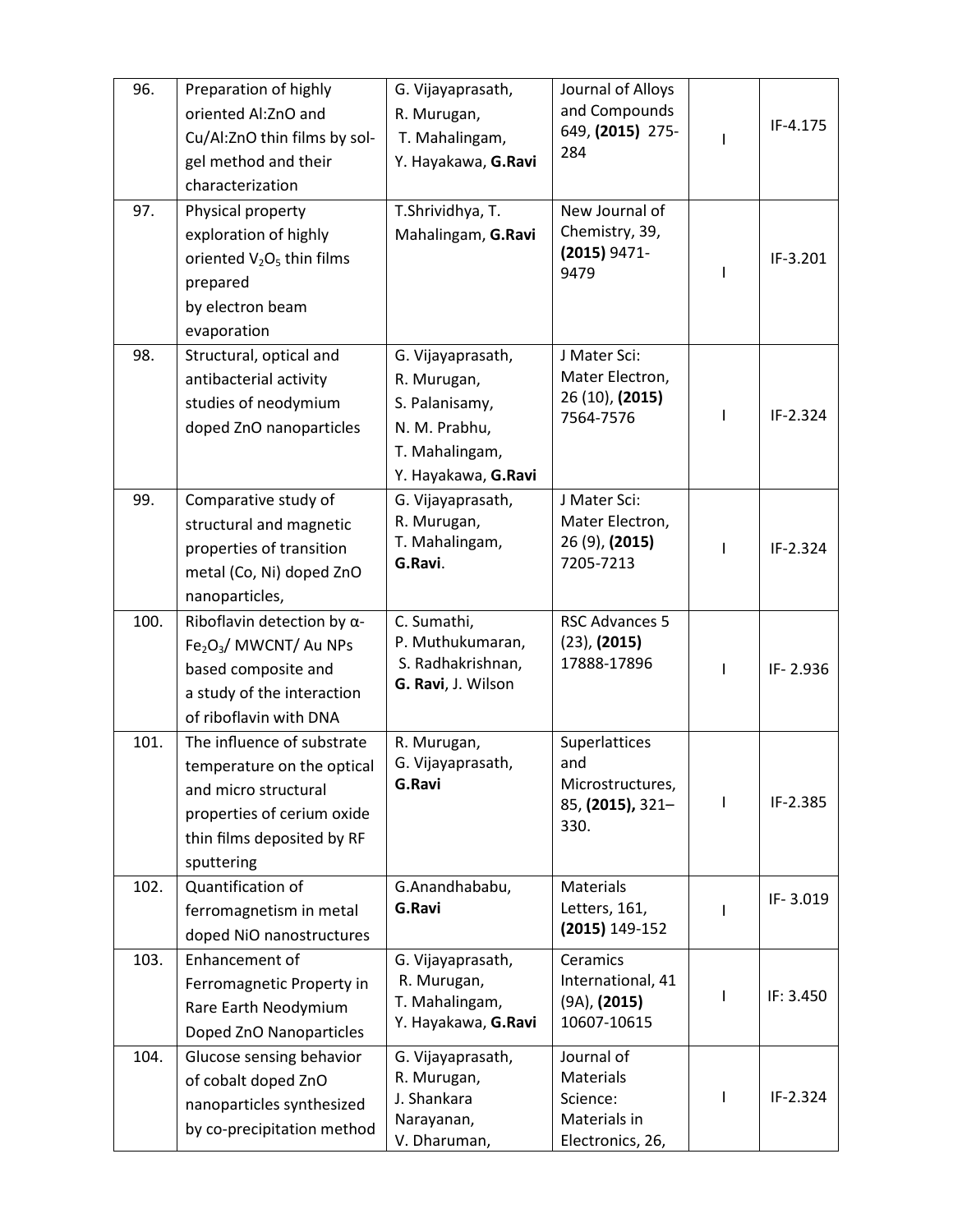| 96. | Preparation of highly oriented Al:ZnO and Cu/Al:ZnO thin films by sol-gel method and their characterization | G. Vijayaprasath, R. Murugan, T. Mahalingam, Y. Hayakawa, **G.Ravi** | Journal of Alloys and Compounds 649, **(2015)** 275-284 | I | IF-4.175 |
|---|---|---|---|---|---|
| 97. | Physical property exploration of highly oriented $V_2O_5$ thin films prepared by electron beam evaporation | T.Shrividhya, T. Mahalingam, **G.Ravi** | New Journal of Chemistry, 39, **(2015)** 9471-9479 | I | IF-3.201 |
| 98. | Structural, optical and antibacterial activity studies of neodymium doped ZnO nanoparticles | G. Vijayaprasath, R. Murugan, S. Palanisamy, N. M. Prabhu, T. Mahalingam, Y. Hayakawa, **G.Ravi** | J Mater Sci: Mater Electron, 26 (10), **(2015)** 7564-7576 | I | IF-2.324 |
| 99. | Comparative study of structural and magnetic properties of transition metal (Co, Ni) doped ZnO nanoparticles, | G. Vijayaprasath, R. Murugan, T. Mahalingam, **G.Ravi**. | J Mater Sci: Mater Electron, 26 (9), **(2015)** 7205-7213 | I | IF-2.324 |
| 100. | Riboflavin detection by α-$Fe_2O_3$/ MWCNT/ Au NPs based composite and a study of the interaction of riboflavin with DNA | C. Sumathi, P. Muthukumaran, S. Radhakrishnan, **G. Ravi**, J. Wilson | RSC Advances 5 (23), **(2015)** 17888-17896 | I | IF- 2.936 |
| 101. | The influence of substrate temperature on the optical and micro structural properties of cerium oxide thin films deposited by RF sputtering | R. Murugan, G. Vijayaprasath, **G.Ravi** | Superlattices and Microstructures, 85, **(2015),** 321–330. | I | IF-2.385 |
| 102. | Quantification of ferromagnetism in metal doped NiO nanostructures | G.Anandhababu, **G.Ravi** | Materials Letters, 161, **(2015)** 149-152 | I | IF- 3.019 |
| 103. | Enhancement of Ferromagnetic Property in Rare Earth Neodymium Doped ZnO Nanoparticles | G. Vijayaprasath, R. Murugan, T. Mahalingam, Y. Hayakawa, **G.Ravi** | Ceramics International, 41 (9A), **(2015)** 10607-10615 | I | IF: 3.450 |
| 104. | Glucose sensing behavior of cobalt doped ZnO nanoparticles synthesized by co-precipitation method | G. Vijayaprasath, R. Murugan, J. Shankara Narayanan, V. Dharuman, | Journal of Materials Science: Materials in Electronics, 26, | I | IF-2.324 |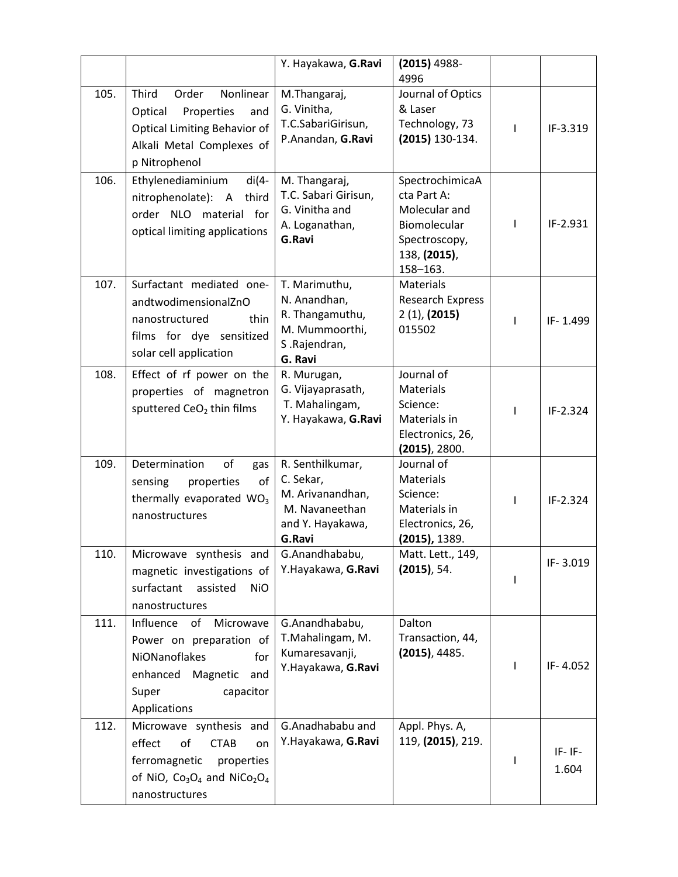| | | | | | |
|---|---|---|---|---|---|
| | | Y. Hayakawa, **G.Ravi** | **(2015)** 4988-4996 | | |
| 105. | Third Order Nonlinear Optical Properties and Optical Limiting Behavior of Alkali Metal Complexes of p Nitrophenol | M.Thangaraj, G. Vinitha, T.C.SabariGirisun, P.Anandan, **G.Ravi** | Journal of Optics & Laser Technology, 73 **(2015)** 130-134. | I | IF-3.319 |
| 106. | Ethylenediaminium di(4-nitrophenolate): A third order NLO material for optical limiting applications | M. Thangaraj, T.C. Sabari Girisun, G. Vinitha and A. Loganathan, **G.Ravi** | SpectrochimicaActa Part A: Molecular and Biomolecular Spectroscopy, 138, **(2015)**, 158–163. | I | IF-2.931 |
| 107. | Surfactant mediated one-andtwodimensionalZnO nanostructured thin films for dye sensitized solar cell application | T. Marimuthu, N. Anandhan, R. Thangamuthu, M. Mummoorthi, S .Rajendran, **G. Ravi** | Materials Research Express 2 (1), **(2015)** 015502 | I | IF- 1.499 |
| 108. | Effect of rf power on the properties of magnetron sputtered $CeO_2$ thin films | R. Murugan, G. Vijayaprasath, T. Mahalingam, Y. Hayakawa, **G.Ravi** | Journal of Materials Science: Materials in Electronics, 26, **(2015)**, 2800. | I | IF-2.324 |
| 109. | Determination of gas sensing properties of thermally evaporated $WO_3$ nanostructures | R. Senthilkumar, C. Sekar, M. Arivanandhan, M. Navaneethan and Y. Hayakawa, **G.Ravi** | Journal of Materials Science: Materials in Electronics, 26, **(2015),** 1389. | I | IF-2.324 |
| 110. | Microwave synthesis and magnetic investigations of surfactant assisted NiO nanostructures | G.Anandhababu, Y.Hayakawa, **G.Ravi** | Matt. Lett., 149, **(2015)**, 54. | I | IF- 3.019 |
| 111. | Influence of Microwave Power on preparation of NiONanoflakes for enhanced Magnetic and Super capacitor Applications | G.Anandhababu, T.Mahalingam, M. Kumaresavanji, Y.Hayakawa, **G.Ravi** | Dalton Transaction, 44, **(2015)**, 4485. | I | IF- 4.052 |
| 112. | Microwave synthesis and effect of CTAB on ferromagnetic properties of NiO, $Co_3O_4$ and $NiCo_2O_4$ nanostructures | G.Anadhababu and Y.Hayakawa, **G.Ravi** | Appl. Phys. A, 119, **(2015)**, 219. | I | IF- IF-1.604 |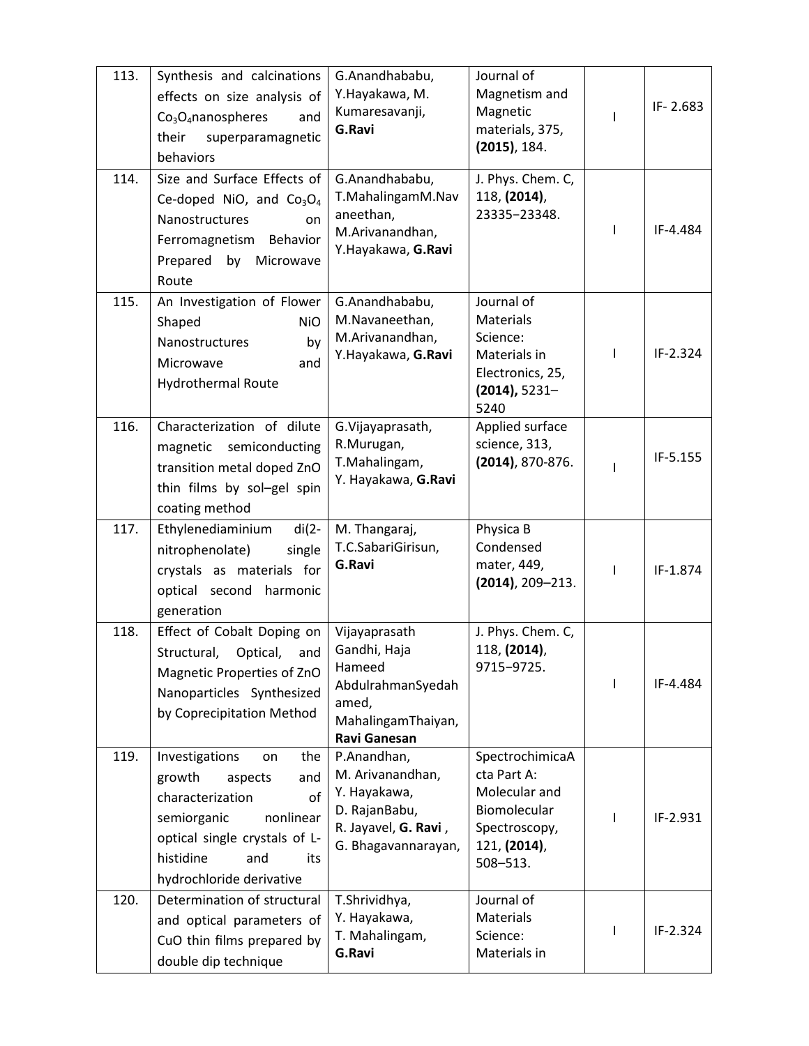| 113. | Synthesis and calcinations effects on size analysis of $Co_3O_4$nanospheres and their superparamagnetic behaviors | G.Anandhababu, Y.Hayakawa, M. Kumaresavanji, **G.Ravi** | Journal of Magnetism and Magnetic materials, 375, **(2015)**, 184. | I | IF- 2.683 |
|---|---|---|---|---|---|
| 114. | Size and Surface Effects of Ce-doped NiO, and $Co_3O_4$ Nanostructures on Ferromagnetism Behavior Prepared by Microwave Route | G.Anandhababu, T.MahalingamM.Navaneethan, M.Arivanandhan, Y.Hayakawa, **G.Ravi** | J. Phys. Chem. C, 118, **(2014)**, 23335−23348. | I | IF-4.484 |
| 115. | An Investigation of Flower Shaped NiO Nanostructures by Microwave and Hydrothermal Route | G.Anandhababu, M.Navaneethan, M.Arivanandhan, Y.Hayakawa, **G.Ravi** | Journal of Materials Science: Materials in Electronics, 25, **(2014),** 5231–5240 | I | IF-2.324 |
| 116. | Characterization of dilute magnetic semiconducting transition metal doped ZnO thin films by sol–gel spin coating method | G.Vijayaprasath, R.Murugan, T.Mahalingam, Y. Hayakawa, **G.Ravi** | Applied surface science, 313, **(2014)**, 870-876. | I | IF-5.155 |
| 117. | Ethylenediaminium di(2-nitrophenolate) single crystals as materials for optical second harmonic generation | M. Thangaraj, T.C.SabariGirisun, **G.Ravi** | Physica B Condensed mater, 449, **(2014)**, 209–213. | I | IF-1.874 |
| 118. | Effect of Cobalt Doping on Structural, Optical, and Magnetic Properties of ZnO Nanoparticles Synthesized by Coprecipitation Method | Vijayaprasath Gandhi, Haja Hameed AbdulrahmanSyedahamed, MahalingamThaiyan, **Ravi Ganesan** | J. Phys. Chem. C, 118, **(2014)**, 9715−9725. | I | IF-4.484 |
| 119. | Investigations on the growth aspects and characterization of semiorganic nonlinear optical single crystals of L-histidine and its hydrochloride derivative | P.Anandhan, M. Arivanandhan, Y. Hayakawa, D. RajanBabu, R. Jayavel, **G. Ravi** , G. Bhagavannarayan, | SpectrochimicaActa Part A: Molecular and Biomolecular Spectroscopy, 121, **(2014)**, 508–513. | I | IF-2.931 |
| 120. | Determination of structural and optical parameters of CuO thin films prepared by double dip technique | T.Shrividhya, Y. Hayakawa, T. Mahalingam, **G.Ravi** | Journal of Materials Science: Materials in | I | IF-2.324 |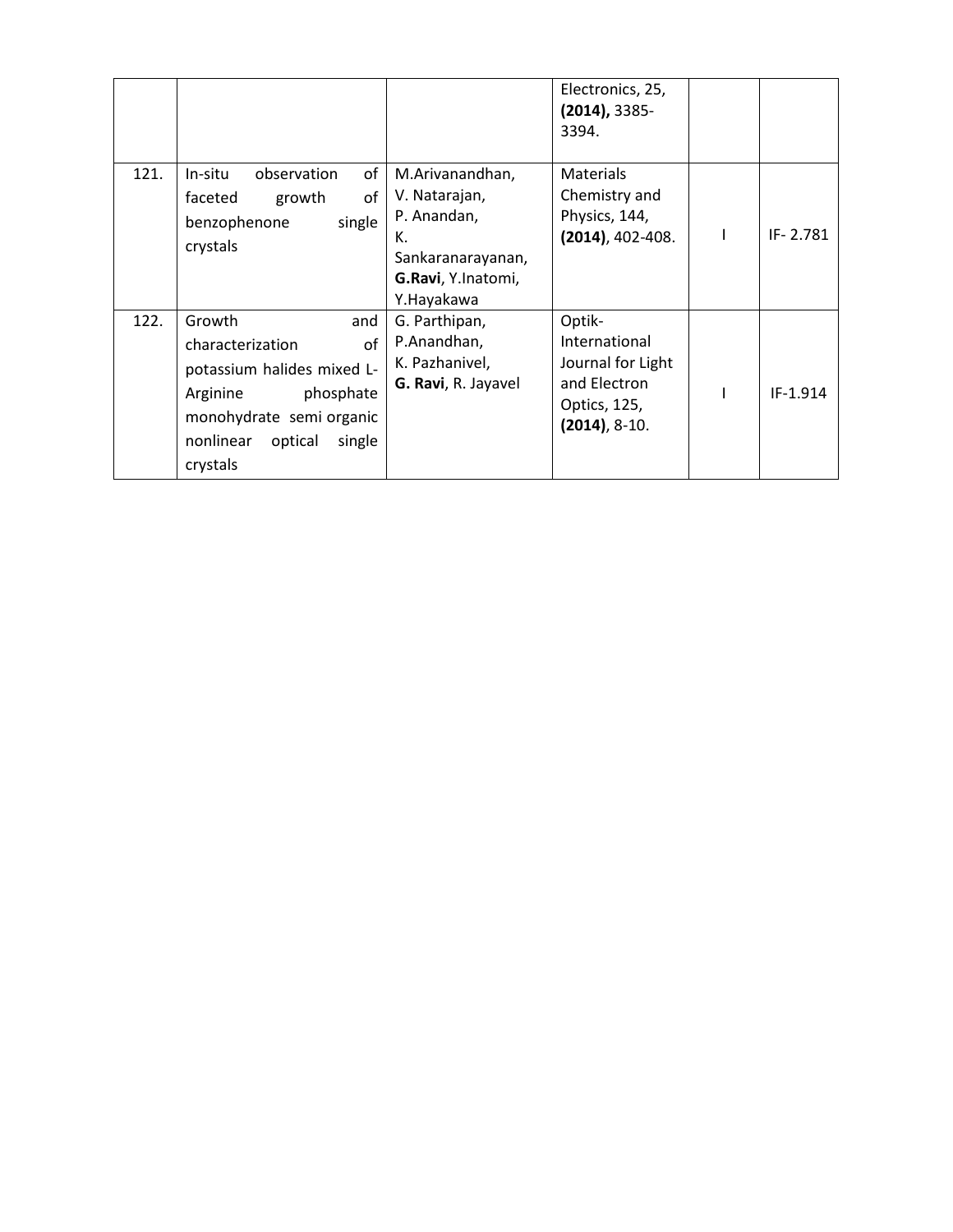| | | | Electronics, 25, **(2014),** 3385-3394. | | |
|---|---|---|---|---|---|
| 121. | In-situ observation of faceted growth of benzophenone single crystals | M.Arivanandhan, V. Natarajan, P. Anandan, K. Sankaranarayanan, **G.Ravi**, Y.Inatomi, Y.Hayakawa | Materials Chemistry and Physics, 144, **(2014)**, 402-408. | I | IF- 2.781 |
| 122. | Growth and characterization of potassium halides mixed L-Arginine phosphate monohydrate semi organic nonlinear optical single crystals | G. Parthipan, P.Anandhan, K. Pazhanivel, **G. Ravi**, R. Jayavel | Optik- International Journal for Light and Electron Optics, 125, **(2014)**, 8-10. | I | IF-1.914 |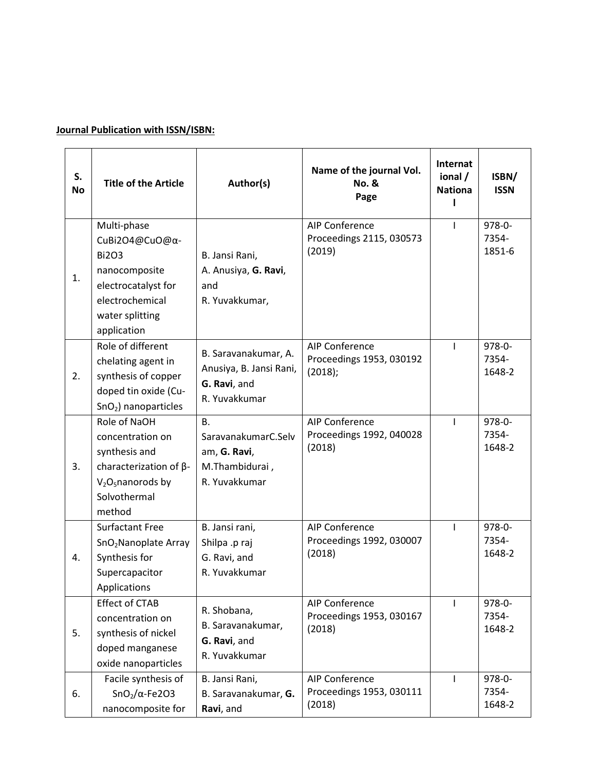**Journal Publication with ISSN/ISBN:**

| S. No | Title of the Article | Author(s) | Name of the journal Vol. No. & Page | International / National | ISBN/ ISSN |
|---|---|---|---|---|---|
| 1. | Multi-phase $CuBi_2O_4$@CuO@α-$Bi_2O_3$ nanocomposite electrocatalyst for electrochemical water splitting application | B. Jansi Rani, A. Anusiya, **G. Ravi**, and R. Yuvakkumar, | AIP Conference Proceedings 2115, 030573 (2019) | I | 978-0-7354-1851-6 |
| 2. | Role of different chelating agent in synthesis of copper doped tin oxide (Cu-$SnO_2$) nanoparticles | B. Saravanakumar, A. Anusiya, B. Jansi Rani, **G. Ravi**, and R. Yuvakkumar | AIP Conference Proceedings 1953, 030192 (2018); | I | 978-0-7354-1648-2 |
| 3. | Role of NaOH concentration on synthesis and characterization of β-$V_2O_5$nanorods by Solvothermal method | B. SaravanakumarC.Selvam, **G. Ravi**, M.Thambidurai , R. Yuvakkumar | AIP Conference Proceedings 1992, 040028 (2018) | I | 978-0-7354-1648-2 |
| 4. | Surfactant Free $SnO_2$Nanoplate Array Synthesis for Supercapacitor Applications | B. Jansi rani, Shilpa .p raj G. Ravi, and R. Yuvakkumar | AIP Conference Proceedings 1992, 030007 (2018) | I | 978-0-7354-1648-2 |
| 5. | Effect of CTAB concentration on synthesis of nickel doped manganese oxide nanoparticles | R. Shobana, B. Saravanakumar, **G. Ravi**, and R. Yuvakkumar | AIP Conference Proceedings 1953, 030167 (2018) | I | 978-0-7354-1648-2 |
| 6. | Facile synthesis of $SnO_2$/α-$Fe_2O_3$ nanocomposite for | B. Jansi Rani, B. Saravanakumar, **G. Ravi**, and | AIP Conference Proceedings 1953, 030111 (2018) | I | 978-0-7354-1648-2 |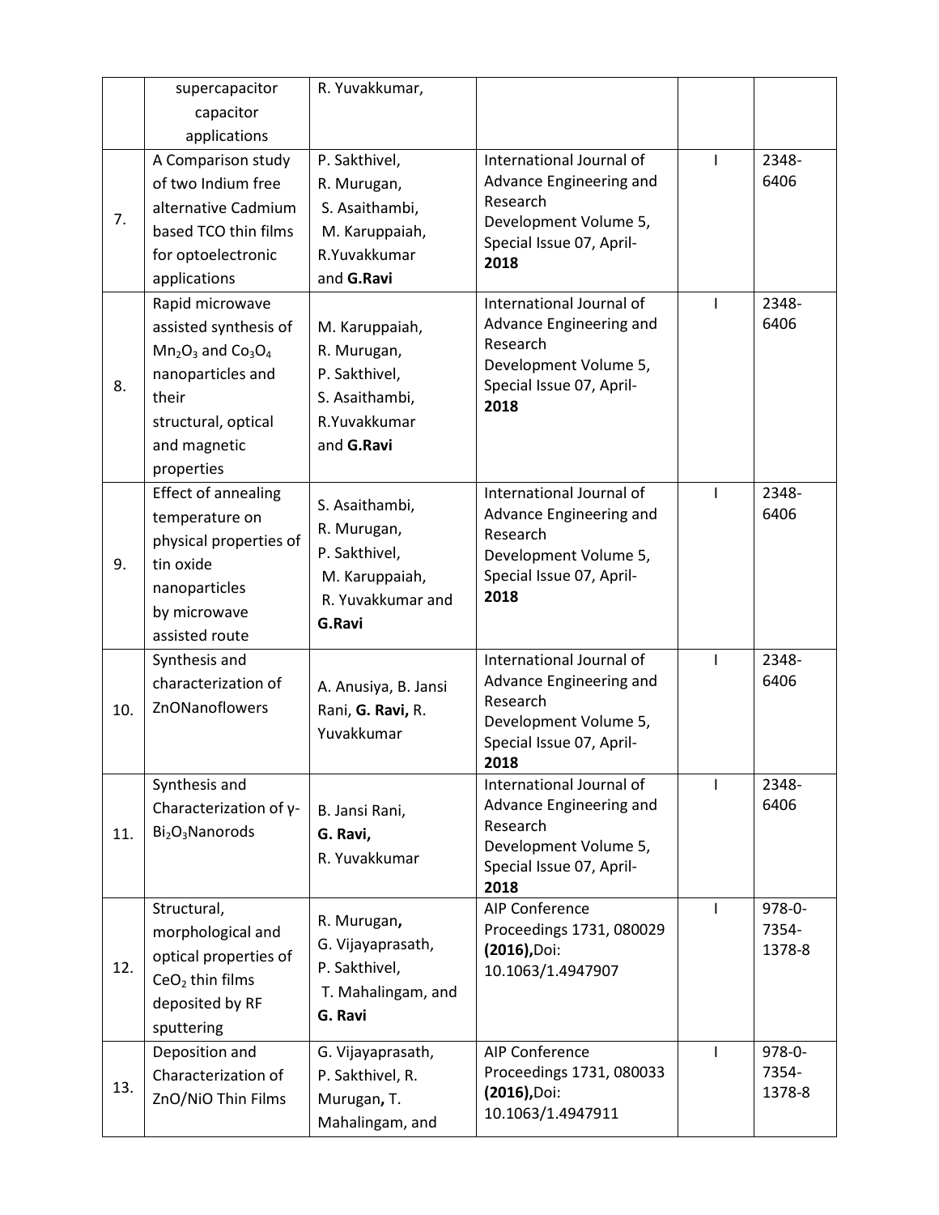|  | supercapacitor capacitor applications | R. Yuvakkumar, |  |  |  |
|---|---|---|---|---|---|
| 7. | A Comparison study of two Indium free alternative Cadmium based TCO thin films for optoelectronic applications | P. Sakthivel, R. Murugan, S. Asaithambi, M. Karuppaiah, R.Yuvakkumar and **G.Ravi** | International Journal of Advance Engineering and Research Development Volume 5, Special Issue 07, April-**2018** | I | 2348-6406 |
| 8. | Rapid microwave assisted synthesis of $Mn_2O_3$ and $Co_3O_4$ nanoparticles and their structural, optical and magnetic properties | M. Karuppaiah, R. Murugan, P. Sakthivel, S. Asaithambi, R.Yuvakkumar and **G.Ravi** | International Journal of Advance Engineering and Research Development Volume 5, Special Issue 07, April-**2018** | I | 2348-6406 |
| 9. | Effect of annealing temperature on physical properties of tin oxide nanoparticles by microwave assisted route | S. Asaithambi, R. Murugan, P. Sakthivel, M. Karuppaiah, R. Yuvakkumar and **G.Ravi** | International Journal of Advance Engineering and Research Development Volume 5, Special Issue 07, April-**2018** | I | 2348-6406 |
| 10. | Synthesis and characterization of ZnONanoflowers | A. Anusiya, B. Jansi Rani, **G. Ravi,** R. Yuvakkumar | International Journal of Advance Engineering and Research Development Volume 5, Special Issue 07, April-**2018** | I | 2348-6406 |
| 11. | Synthesis and Characterization of γ-$Bi_2O_3$Nanorods | B. Jansi Rani, **G. Ravi,** R. Yuvakkumar | International Journal of Advance Engineering and Research Development Volume 5, Special Issue 07, April-**2018** | I | 2348-6406 |
| 12. | Structural, morphological and optical properties of $CeO_2$ thin films deposited by RF sputtering | R. Murugan**,** G. Vijayaprasath, P. Sakthivel, T. Mahalingam, and **G. Ravi** | AIP Conference Proceedings 1731, 080029 **(2016),**Doi: 10.1063/1.4947907 | I | 978-0-7354-1378-8 |
| 13. | Deposition and Characterization of ZnO/NiO Thin Films | G. Vijayaprasath, P. Sakthivel, R. Murugan**,** T. Mahalingam, and | AIP Conference Proceedings 1731, 080033 **(2016),**Doi: 10.1063/1.4947911 | I | 978-0-7354-1378-8 |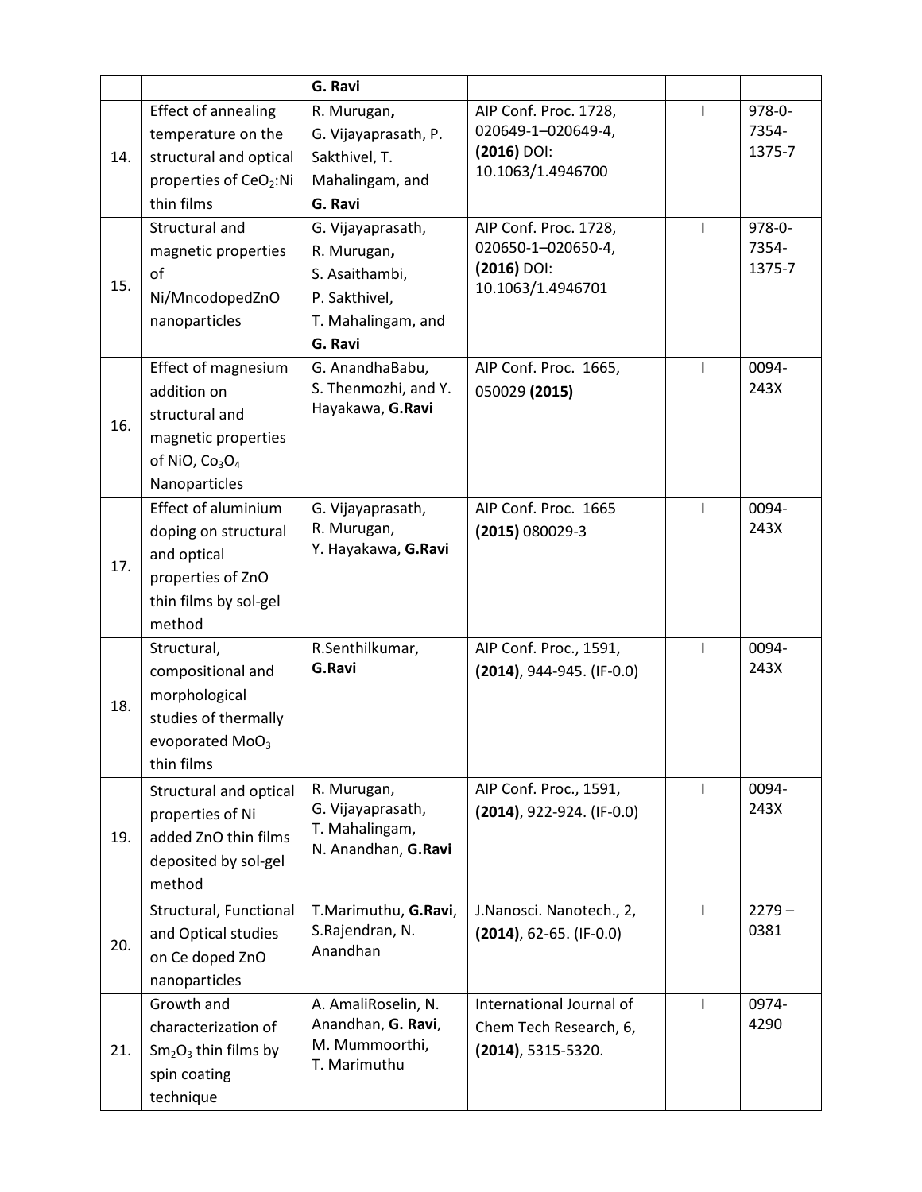| | | | | | |
|---|---|---|---|---|---|
| | | **G. Ravi** | | | |
| 14. | Effect of annealing temperature on the structural and optical properties of $CeO_2$:Ni thin films | R. Murugan**,** G. Vijayaprasath, P. Sakthivel, T. Mahalingam, and **G. Ravi** | AIP Conf. Proc. 1728, 020649-1–020649-4, **(2016)** DOI: 10.1063/1.4946700 | I | 978-0-7354-1375-7 |
| 15. | Structural and magnetic properties of Ni/MncodopedZnO nanoparticles | G. Vijayaprasath, R. Murugan**,** S. Asaithambi, P. Sakthivel, T. Mahalingam, and **G. Ravi** | AIP Conf. Proc. 1728, 020650-1–020650-4, **(2016)** DOI: 10.1063/1.4946701 | I | 978-0-7354-1375-7 |
| 16. | Effect of magnesium addition on structural and magnetic properties of NiO, $Co_3O_4$ Nanoparticles | G. AnandhaBabu, S. Thenmozhi, and Y. Hayakawa, **G.Ravi** | AIP Conf. Proc. 1665, 050029 **(2015)** | I | 0094-243X |
| 17. | Effect of aluminium doping on structural and optical properties of ZnO thin films by sol-gel method | G. Vijayaprasath, R. Murugan, Y. Hayakawa, **G.Ravi** | AIP Conf. Proc. 1665 **(2015)** 080029-3 | I | 0094-243X |
| 18. | Structural, compositional and morphological studies of thermally evoporated $MoO_3$ thin films | R.Senthilkumar, **G.Ravi** | AIP Conf. Proc., 1591, **(2014)**, 944-945. (IF-0.0) | I | 0094-243X |
| 19. | Structural and optical properties of Ni added ZnO thin films deposited by sol-gel method | R. Murugan, G. Vijayaprasath, T. Mahalingam, N. Anandhan, **G.Ravi** | AIP Conf. Proc., 1591, **(2014)**, 922-924. (IF-0.0) | I | 0094-243X |
| 20. | Structural, Functional and Optical studies on Ce doped ZnO nanoparticles | T.Marimuthu, **G.Ravi**, S.Rajendran, N. Anandhan | J.Nanosci. Nanotech., 2, **(2014)**, 62-65. (IF-0.0) | I | 2279 – 0381 |
| 21. | Growth and characterization of $Sm_2O_3$ thin films by spin coating technique | A. AmaliRoselin, N. Anandhan, **G. Ravi**, M. Mummoorthi, T. Marimuthu | International Journal of Chem Tech Research, 6, **(2014)**, 5315-5320. | I | 0974-4290 |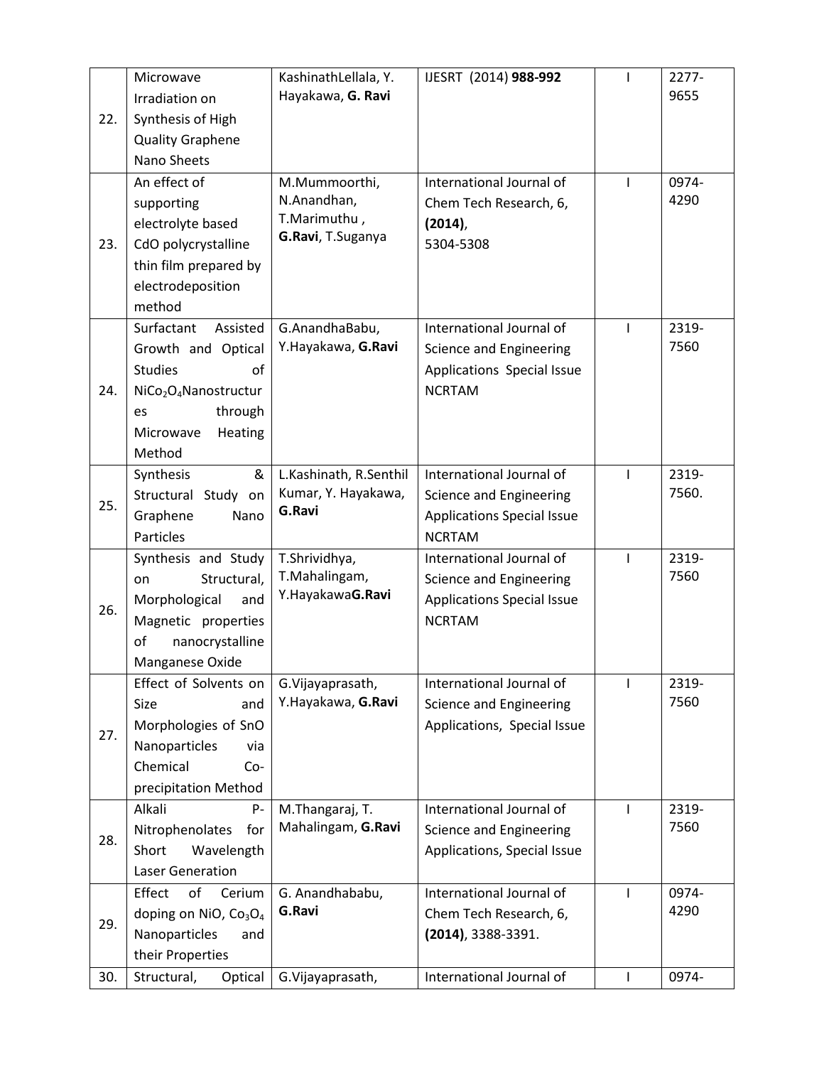| 22. | Microwave Irradiation on Synthesis of High Quality Graphene Nano Sheets | KashinathLellala, Y. Hayakawa, **G. Ravi** | IJESRT (2014) **988-992** | I | 2277-9655 |
|---|---|---|---|---|---|
| 23. | An effect of supporting electrolyte based CdO polycrystalline thin film prepared by electrodeposition method | M.Mummoorthi, N.Anandhan, T.Marimuthu , **G.Ravi**, T.Suganya | International Journal of Chem Tech Research, 6, **(2014)**, 5304-5308 | I | 0974-4290 |
| 24. | Surfactant Assisted Growth and Optical Studies of $NiCo_2O_4$Nanostructures through Microwave Heating Method | G.AnandhaBabu, Y.Hayakawa, **G.Ravi** | International Journal of Science and Engineering Applications Special Issue NCRTAM | I | 2319-7560 |
| 25. | Synthesis & Structural Study on Graphene Nano Particles | L.Kashinath, R.Senthil Kumar, Y. Hayakawa, **G.Ravi** | International Journal of Science and Engineering Applications Special Issue NCRTAM | I | 2319-7560. |
| 26. | Synthesis and Study on Structural, Morphological and Magnetic properties of nanocrystalline Manganese Oxide | T.Shrividhya, T.Mahalingam, Y.Hayakawa**G.Ravi** | International Journal of Science and Engineering Applications Special Issue NCRTAM | I | 2319-7560 |
| 27. | Effect of Solvents on Size and Morphologies of SnO Nanoparticles via Chemical Co-precipitation Method | G.Vijayaprasath, Y.Hayakawa, **G.Ravi** | International Journal of Science and Engineering Applications, Special Issue | I | 2319-7560 |
| 28. | Alkali P-Nitrophenolates for Short Wavelength Laser Generation | M.Thangaraj, T. Mahalingam, **G.Ravi** | International Journal of Science and Engineering Applications, Special Issue | I | 2319-7560 |
| 29. | Effect of Cerium doping on NiO, $Co_3O_4$ Nanoparticles and their Properties | G. Anandhababu, **G.Ravi** | International Journal of Chem Tech Research, 6, **(2014)**, 3388-3391. | I | 0974-4290 |
| 30. | Structural, Optical | G.Vijayaprasath, | International Journal of | I | 0974- |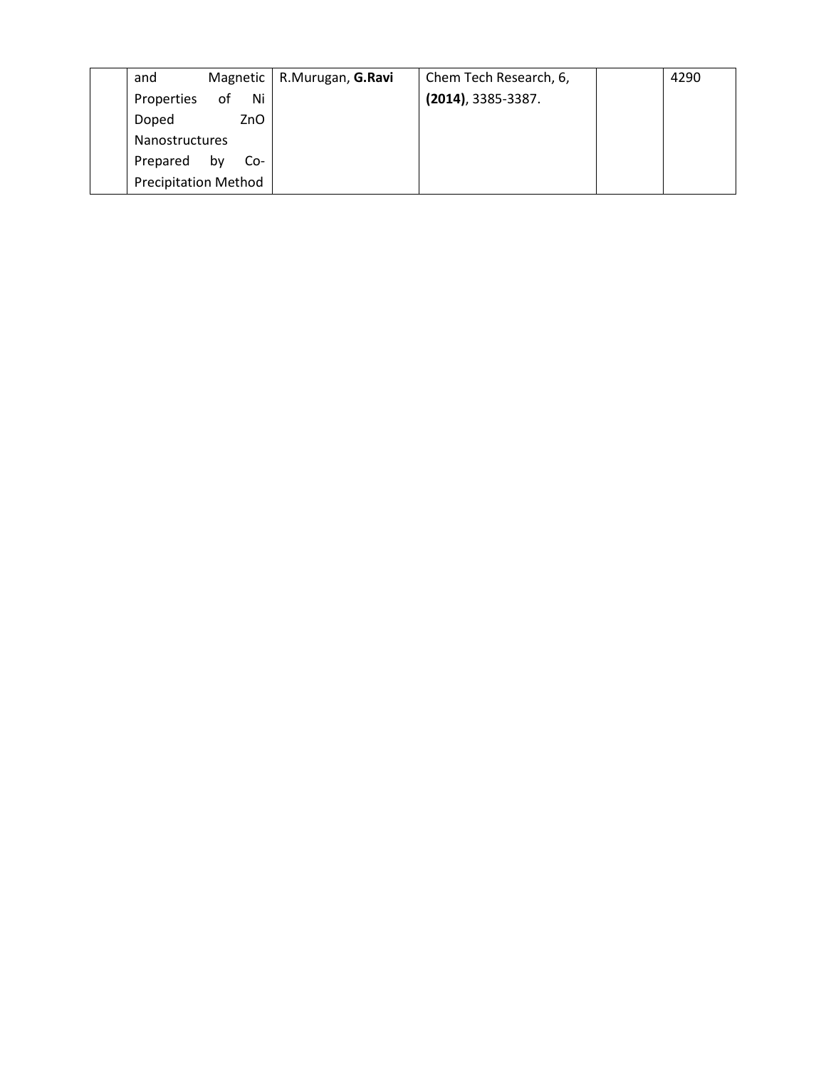| | | | | | |
|---|---|---|---|---|---|
| | and Magnetic Properties of Ni Doped ZnO Nanostructures Prepared by Co-Precipitation Method | R.Murugan, **G.Ravi** | Chem Tech Research, 6, **(2014)**, 3385-3387. | | 4290 |